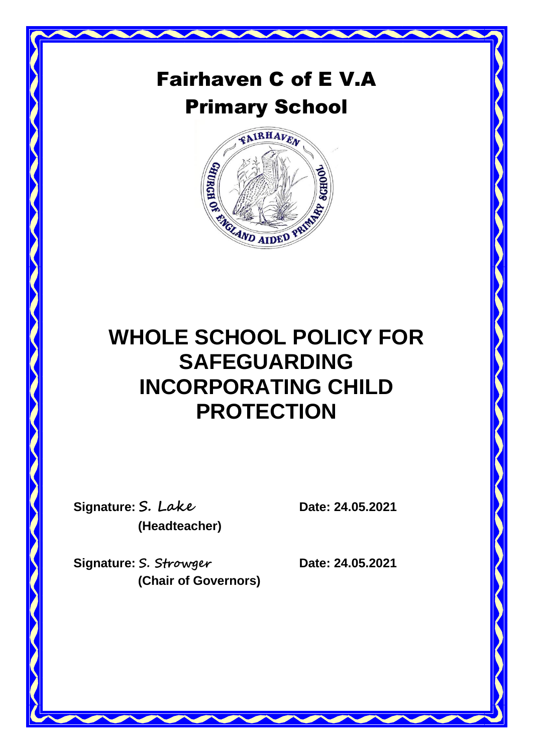# Fairhaven C of E V.A Primary School

# WHOLE SCHOOL POLICY FOR SAFEGUARDING INCORPORATING CHILD PROTECTION

**Signature:** S. Lake **Date: 24.05.2021**
**(Headteacher)**

**Signature:** S. Strowger **Date: 24.05.2021**
**(Chair of Governors)**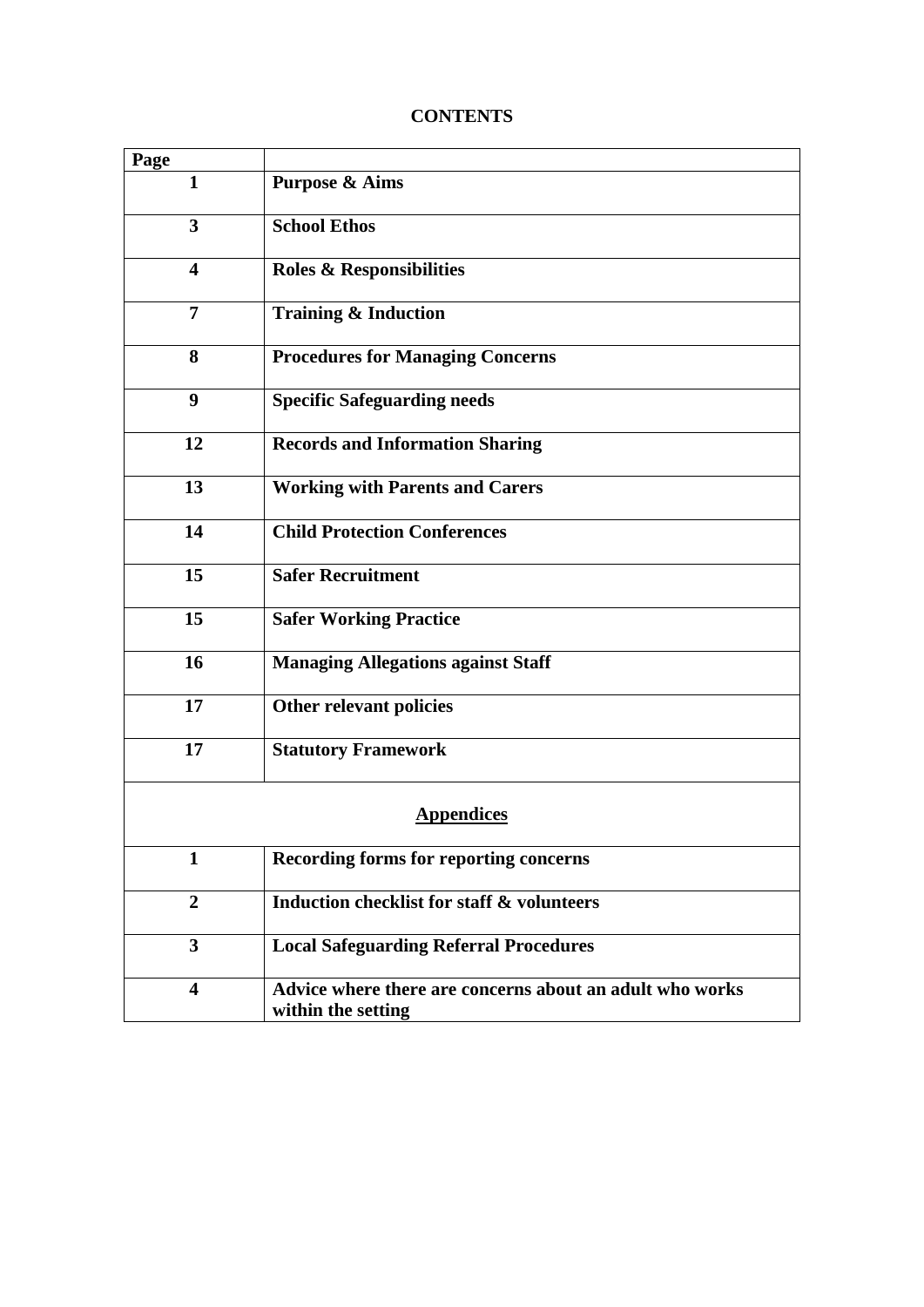# CONTENTS

| Page | |
|---|---|
| **1** | **Purpose & Aims** |
| **3** | **School Ethos** |
| **4** | **Roles & Responsibilities** |
| **7** | **Training & Induction** |
| **8** | **Procedures for Managing Concerns** |
| **9** | **Specific Safeguarding needs** |
| **12** | **Records and Information Sharing** |
| **13** | **Working with Parents and Carers** |
| **14** | **Child Protection Conferences** |
| **15** | **Safer Recruitment** |
| **15** | **Safer Working Practice** |
| **16** | **Managing Allegations against Staff** |
| **17** | **Other relevant policies** |
| **17** | **Statutory Framework** |
| **Appendices** | |
| **1** | **Recording forms for reporting concerns** |
| **2** | **Induction checklist for staff & volunteers** |
| **3** | **Local Safeguarding Referral Procedures** |
| **4** | **Advice where there are concerns about an adult who works within the setting** |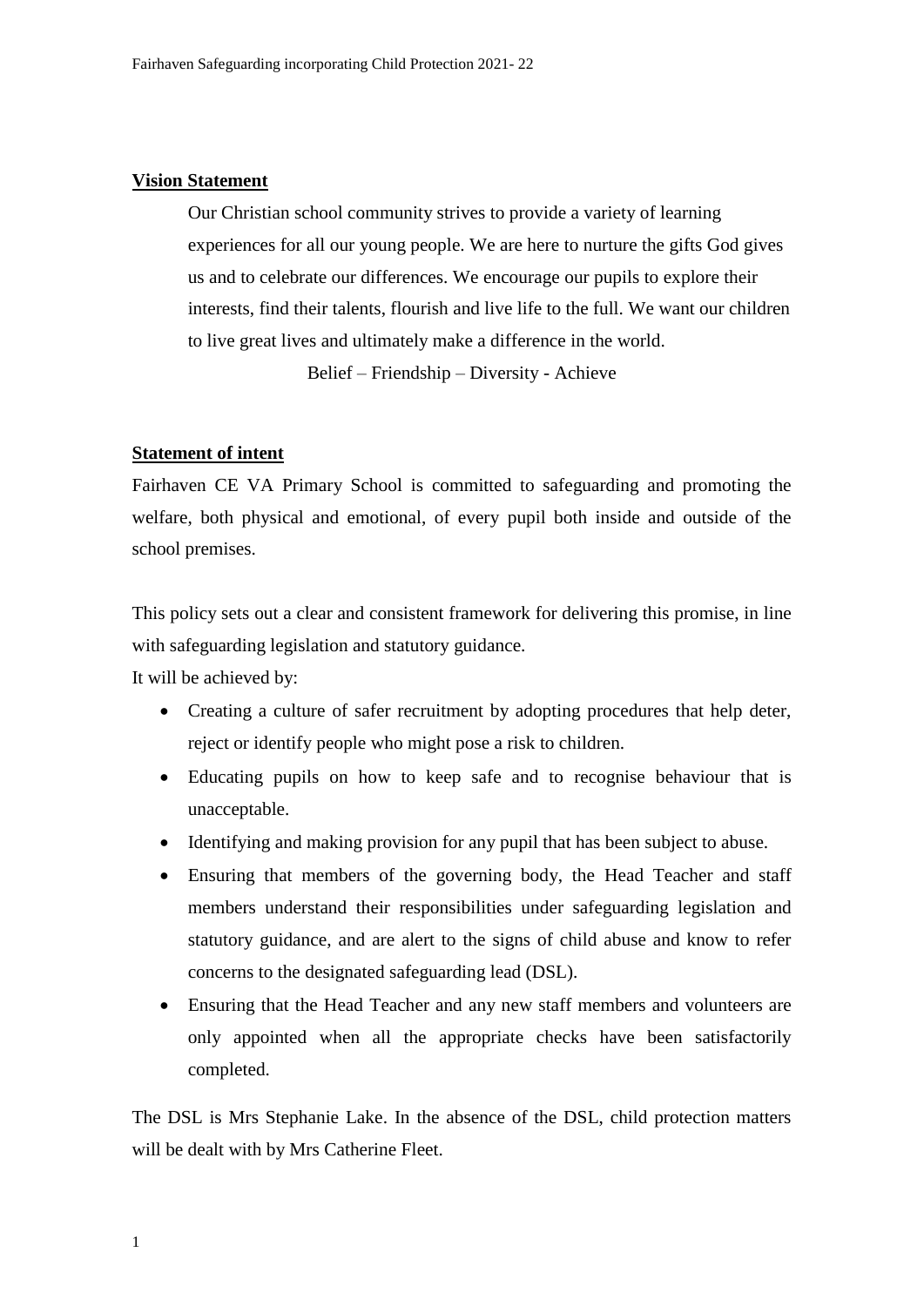## Vision Statement

> Our Christian school community strives to provide a variety of learning experiences for all our young people. We are here to nurture the gifts God gives us and to celebrate our differences. We encourage our pupils to explore their interests, find their talents, flourish and live life to the full. We want our children to live great lives and ultimately make a difference in the world.
>
> Belief – Friendship – Diversity - Achieve

## Statement of intent

Fairhaven CE VA Primary School is committed to safeguarding and promoting the welfare, both physical and emotional, of every pupil both inside and outside of the school premises.

This policy sets out a clear and consistent framework for delivering this promise, in line with safeguarding legislation and statutory guidance.

It will be achieved by:

- Creating a culture of safer recruitment by adopting procedures that help deter, reject or identify people who might pose a risk to children.
- Educating pupils on how to keep safe and to recognise behaviour that is unacceptable.
- Identifying and making provision for any pupil that has been subject to abuse.
- Ensuring that members of the governing body, the Head Teacher and staff members understand their responsibilities under safeguarding legislation and statutory guidance, and are alert to the signs of child abuse and know to refer concerns to the designated safeguarding lead (DSL).
- Ensuring that the Head Teacher and any new staff members and volunteers are only appointed when all the appropriate checks have been satisfactorily completed.

The DSL is Mrs Stephanie Lake. In the absence of the DSL, child protection matters will be dealt with by Mrs Catherine Fleet.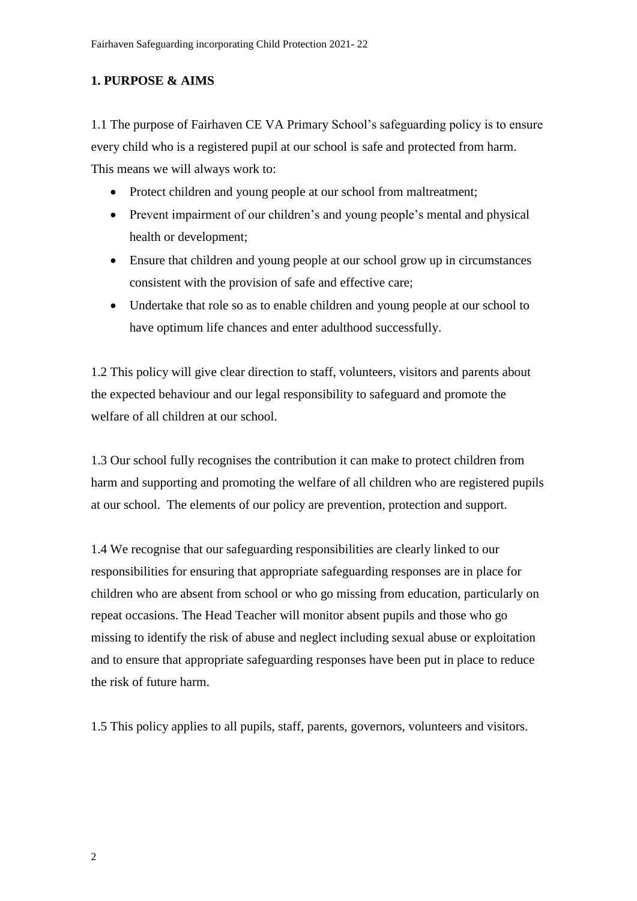## 1. PURPOSE & AIMS

1.1 The purpose of Fairhaven CE VA Primary School's safeguarding policy is to ensure every child who is a registered pupil at our school is safe and protected from harm. This means we will always work to:

- Protect children and young people at our school from maltreatment;
- Prevent impairment of our children's and young people's mental and physical health or development;
- Ensure that children and young people at our school grow up in circumstances consistent with the provision of safe and effective care;
- Undertake that role so as to enable children and young people at our school to have optimum life chances and enter adulthood successfully.

1.2 This policy will give clear direction to staff, volunteers, visitors and parents about the expected behaviour and our legal responsibility to safeguard and promote the welfare of all children at our school.

1.3 Our school fully recognises the contribution it can make to protect children from harm and supporting and promoting the welfare of all children who are registered pupils at our school. The elements of our policy are prevention, protection and support.

1.4 We recognise that our safeguarding responsibilities are clearly linked to our responsibilities for ensuring that appropriate safeguarding responses are in place for children who are absent from school or who go missing from education, particularly on repeat occasions. The Head Teacher will monitor absent pupils and those who go missing to identify the risk of abuse and neglect including sexual abuse or exploitation and to ensure that appropriate safeguarding responses have been put in place to reduce the risk of future harm.

1.5 This policy applies to all pupils, staff, parents, governors, volunteers and visitors.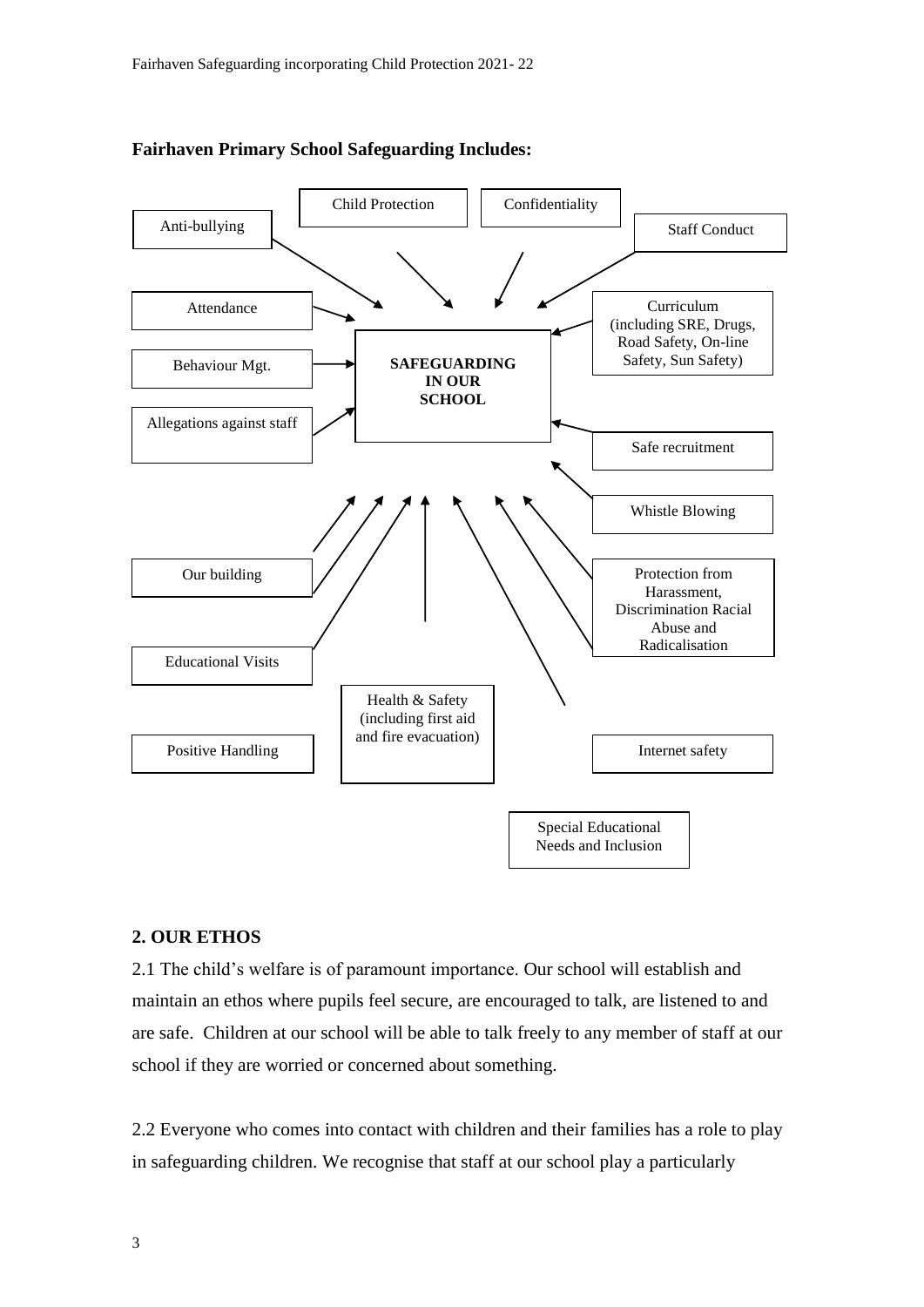**Fairhaven Primary School Safeguarding Includes:**

**SAFEGUARDING IN OUR SCHOOL**

- Anti-bullying
- Child Protection
- Confidentiality
- Staff Conduct
- Attendance
- Curriculum (including SRE, Drugs, Road Safety, On-line Safety, Sun Safety)
- Behaviour Mgt.
- Allegations against staff
- Safe recruitment
- Whistle Blowing
- Our building
- Protection from Harassment, Discrimination Racial Abuse and Radicalisation
- Educational Visits
- Health & Safety (including first aid and fire evacuation)
- Positive Handling
- Internet safety
- Special Educational Needs and Inclusion

## 2. OUR ETHOS

2.1 The child's welfare is of paramount importance. Our school will establish and maintain an ethos where pupils feel secure, are encouraged to talk, are listened to and are safe. Children at our school will be able to talk freely to any member of staff at our school if they are worried or concerned about something.

2.2 Everyone who comes into contact with children and their families has a role to play in safeguarding children. We recognise that staff at our school play a particularly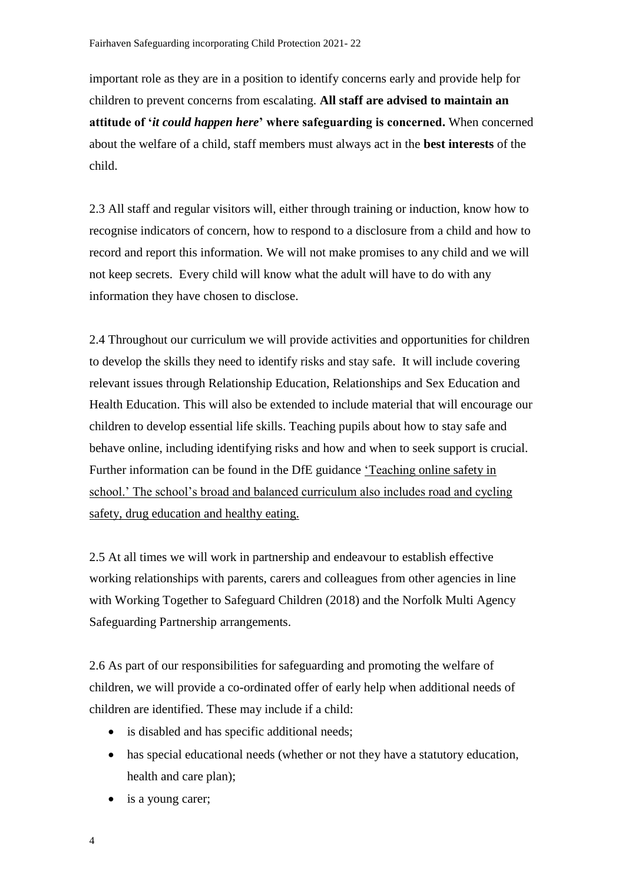important role as they are in a position to identify concerns early and provide help for children to prevent concerns from escalating. **All staff are advised to maintain an attitude of '*it could happen here*' where safeguarding is concerned.** When concerned about the welfare of a child, staff members must always act in the **best interests** of the child.

2.3 All staff and regular visitors will, either through training or induction, know how to recognise indicators of concern, how to respond to a disclosure from a child and how to record and report this information. We will not make promises to any child and we will not keep secrets. Every child will know what the adult will have to do with any information they have chosen to disclose.

2.4 Throughout our curriculum we will provide activities and opportunities for children to develop the skills they need to identify risks and stay safe. It will include covering relevant issues through Relationship Education, Relationships and Sex Education and Health Education. This will also be extended to include material that will encourage our children to develop essential life skills. Teaching pupils about how to stay safe and behave online, including identifying risks and how and when to seek support is crucial. Further information can be found in the DfE guidance 'Teaching online safety in school.' The school's broad and balanced curriculum also includes road and cycling safety, drug education and healthy eating.

2.5 At all times we will work in partnership and endeavour to establish effective working relationships with parents, carers and colleagues from other agencies in line with Working Together to Safeguard Children (2018) and the Norfolk Multi Agency Safeguarding Partnership arrangements.

2.6 As part of our responsibilities for safeguarding and promoting the welfare of children, we will provide a co-ordinated offer of early help when additional needs of children are identified. These may include if a child:

- is disabled and has specific additional needs;
- has special educational needs (whether or not they have a statutory education, health and care plan);
- is a young carer;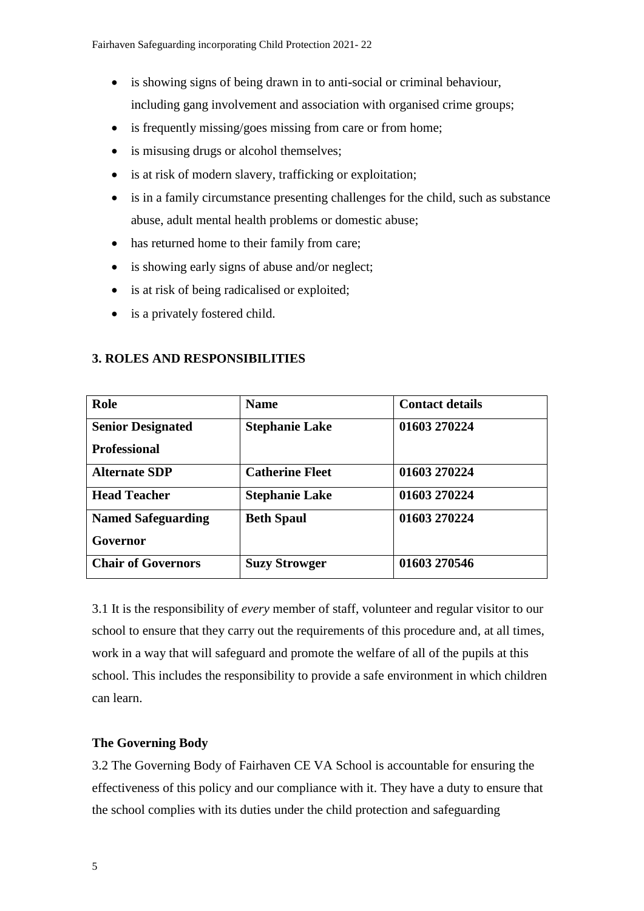- is showing signs of being drawn in to anti-social or criminal behaviour, including gang involvement and association with organised crime groups;
- is frequently missing/goes missing from care or from home;
- is misusing drugs or alcohol themselves;
- is at risk of modern slavery, trafficking or exploitation;
- is in a family circumstance presenting challenges for the child, such as substance abuse, adult mental health problems or domestic abuse;
- has returned home to their family from care;
- is showing early signs of abuse and/or neglect;
- is at risk of being radicalised or exploited;
- is a privately fostered child.

## 3. ROLES AND RESPONSIBILITIES

| Role | Name | Contact details |
| --- | --- | --- |
| **Senior Designated Professional** | **Stephanie Lake** | **01603 270224** |
| **Alternate SDP** | **Catherine Fleet** | **01603 270224** |
| **Head Teacher** | **Stephanie Lake** | **01603 270224** |
| **Named Safeguarding Governor** | **Beth Spaul** | **01603 270224** |
| **Chair of Governors** | **Suzy Strowger** | **01603 270546** |

3.1 It is the responsibility of *every* member of staff, volunteer and regular visitor to our school to ensure that they carry out the requirements of this procedure and, at all times, work in a way that will safeguard and promote the welfare of all of the pupils at this school. This includes the responsibility to provide a safe environment in which children can learn.

**The Governing Body**

3.2 The Governing Body of Fairhaven CE VA School is accountable for ensuring the effectiveness of this policy and our compliance with it. They have a duty to ensure that the school complies with its duties under the child protection and safeguarding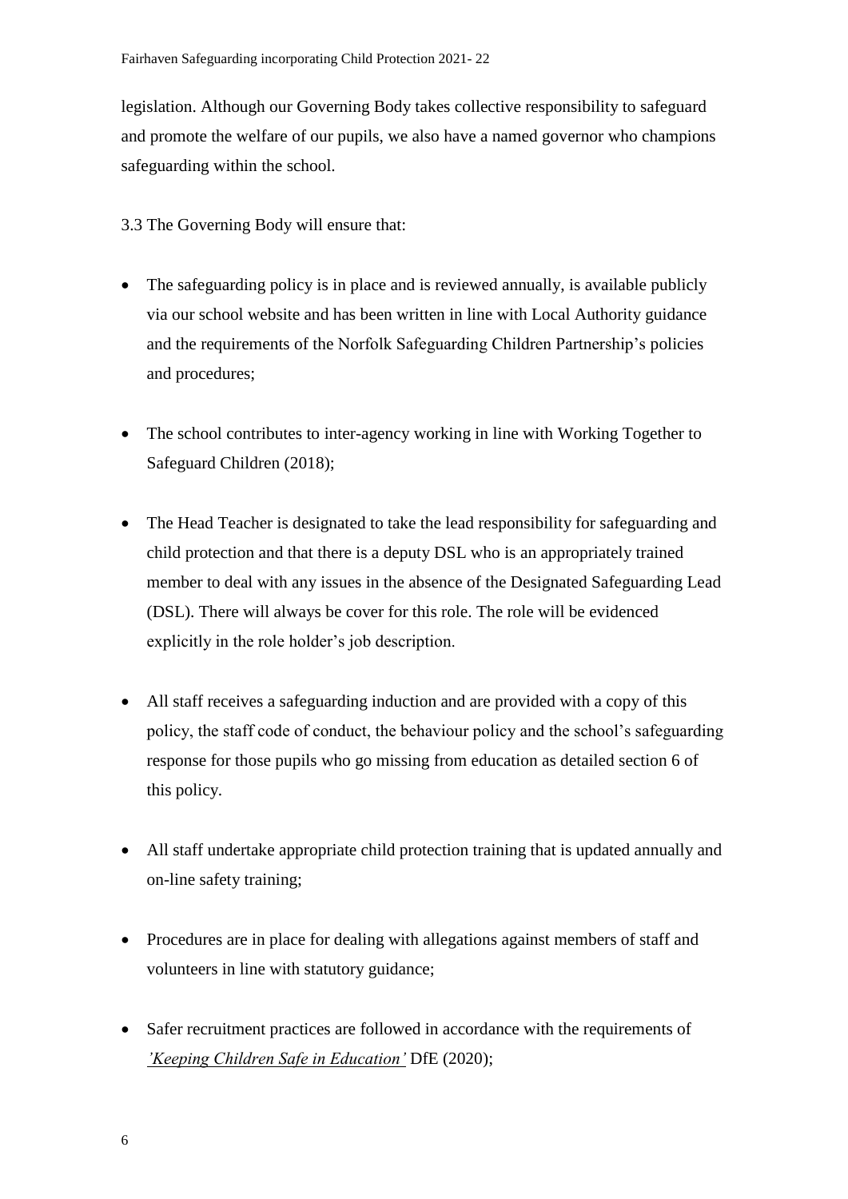legislation. Although our Governing Body takes collective responsibility to safeguard and promote the welfare of our pupils, we also have a named governor who champions safeguarding within the school.

3.3 The Governing Body will ensure that:

- The safeguarding policy is in place and is reviewed annually, is available publicly via our school website and has been written in line with Local Authority guidance and the requirements of the Norfolk Safeguarding Children Partnership's policies and procedures;
- The school contributes to inter-agency working in line with Working Together to Safeguard Children (2018);
- The Head Teacher is designated to take the lead responsibility for safeguarding and child protection and that there is a deputy DSL who is an appropriately trained member to deal with any issues in the absence of the Designated Safeguarding Lead (DSL). There will always be cover for this role. The role will be evidenced explicitly in the role holder's job description.
- All staff receives a safeguarding induction and are provided with a copy of this policy, the staff code of conduct, the behaviour policy and the school's safeguarding response for those pupils who go missing from education as detailed section 6 of this policy.
- All staff undertake appropriate child protection training that is updated annually and on-line safety training;
- Procedures are in place for dealing with allegations against members of staff and volunteers in line with statutory guidance;
- Safer recruitment practices are followed in accordance with the requirements of *'Keeping Children Safe in Education'* DfE (2020);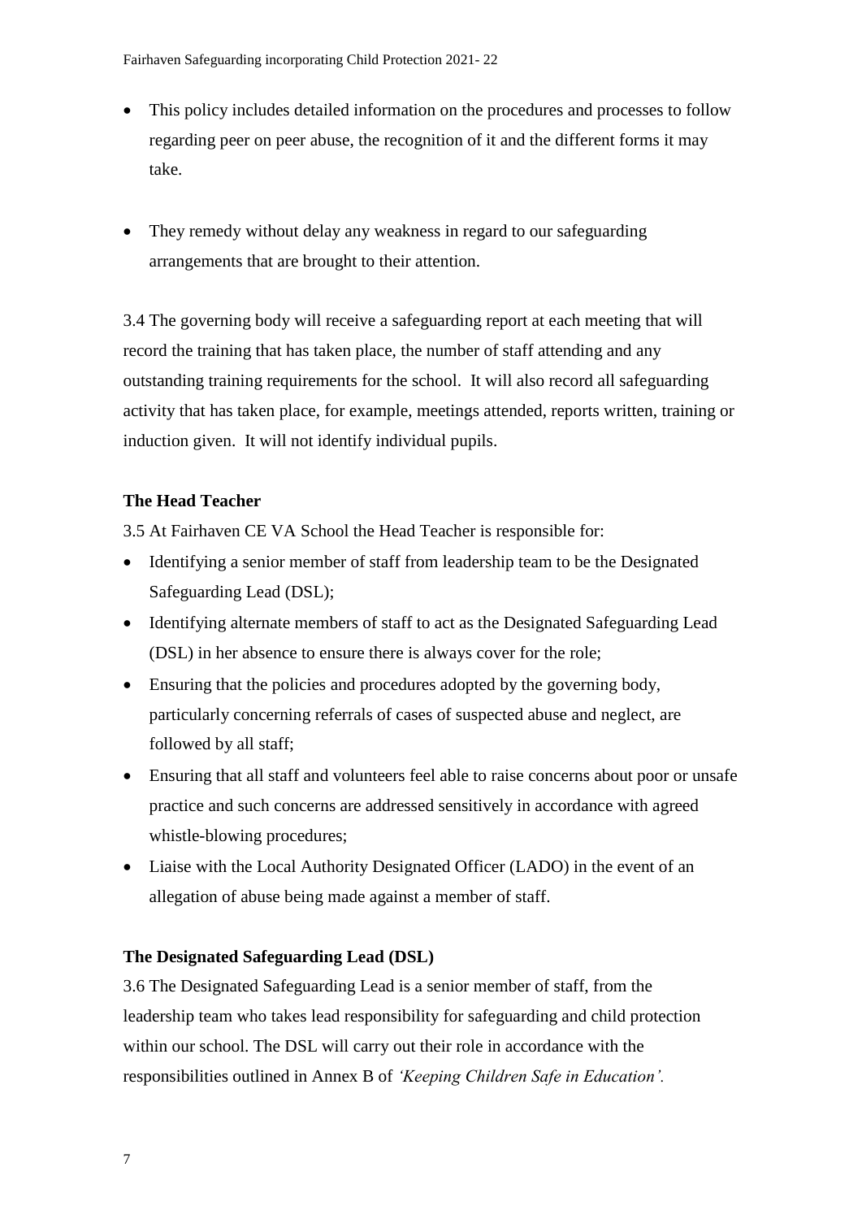- This policy includes detailed information on the procedures and processes to follow regarding peer on peer abuse, the recognition of it and the different forms it may take.

- They remedy without delay any weakness in regard to our safeguarding arrangements that are brought to their attention.

3.4 The governing body will receive a safeguarding report at each meeting that will record the training that has taken place, the number of staff attending and any outstanding training requirements for the school. It will also record all safeguarding activity that has taken place, for example, meetings attended, reports written, training or induction given. It will not identify individual pupils.

**The Head Teacher**

3.5 At Fairhaven CE VA School the Head Teacher is responsible for:

- Identifying a senior member of staff from leadership team to be the Designated Safeguarding Lead (DSL);
- Identifying alternate members of staff to act as the Designated Safeguarding Lead (DSL) in her absence to ensure there is always cover for the role;
- Ensuring that the policies and procedures adopted by the governing body, particularly concerning referrals of cases of suspected abuse and neglect, are followed by all staff;
- Ensuring that all staff and volunteers feel able to raise concerns about poor or unsafe practice and such concerns are addressed sensitively in accordance with agreed whistle-blowing procedures;
- Liaise with the Local Authority Designated Officer (LADO) in the event of an allegation of abuse being made against a member of staff.

**The Designated Safeguarding Lead (DSL)**

3.6 The Designated Safeguarding Lead is a senior member of staff, from the leadership team who takes lead responsibility for safeguarding and child protection within our school. The DSL will carry out their role in accordance with the responsibilities outlined in Annex B of *'Keeping Children Safe in Education'.*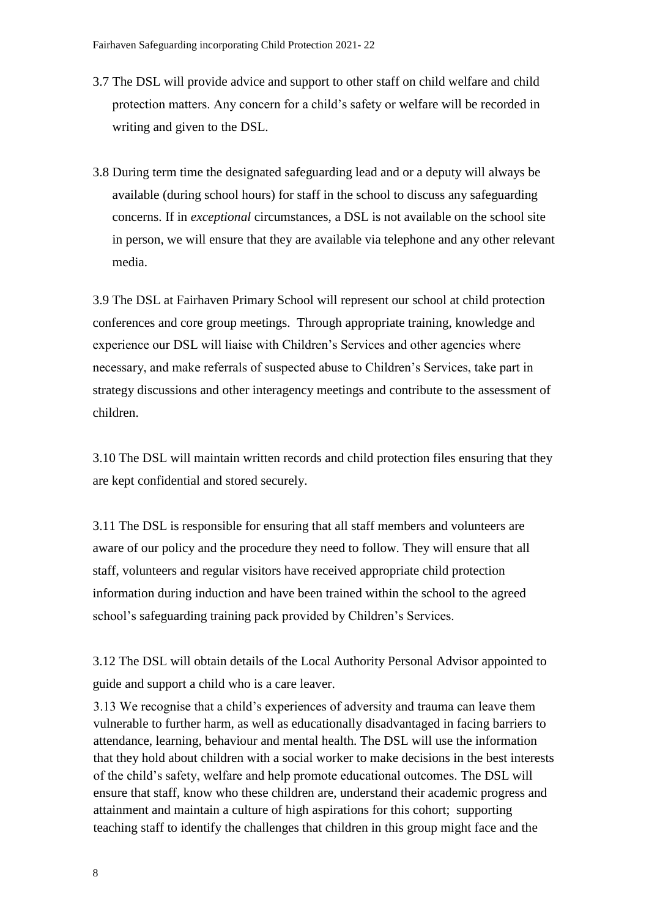3.7 The DSL will provide advice and support to other staff on child welfare and child protection matters. Any concern for a child's safety or welfare will be recorded in writing and given to the DSL.

3.8 During term time the designated safeguarding lead and or a deputy will always be available (during school hours) for staff in the school to discuss any safeguarding concerns. If in *exceptional* circumstances, a DSL is not available on the school site in person, we will ensure that they are available via telephone and any other relevant media.

3.9 The DSL at Fairhaven Primary School will represent our school at child protection conferences and core group meetings. Through appropriate training, knowledge and experience our DSL will liaise with Children's Services and other agencies where necessary, and make referrals of suspected abuse to Children's Services, take part in strategy discussions and other interagency meetings and contribute to the assessment of children.

3.10 The DSL will maintain written records and child protection files ensuring that they are kept confidential and stored securely.

3.11 The DSL is responsible for ensuring that all staff members and volunteers are aware of our policy and the procedure they need to follow. They will ensure that all staff, volunteers and regular visitors have received appropriate child protection information during induction and have been trained within the school to the agreed school's safeguarding training pack provided by Children's Services.

3.12 The DSL will obtain details of the Local Authority Personal Advisor appointed to guide and support a child who is a care leaver.

3.13 We recognise that a child's experiences of adversity and trauma can leave them vulnerable to further harm, as well as educationally disadvantaged in facing barriers to attendance, learning, behaviour and mental health. The DSL will use the information that they hold about children with a social worker to make decisions in the best interests of the child's safety, welfare and help promote educational outcomes. The DSL will ensure that staff, know who these children are, understand their academic progress and attainment and maintain a culture of high aspirations for this cohort; supporting teaching staff to identify the challenges that children in this group might face and the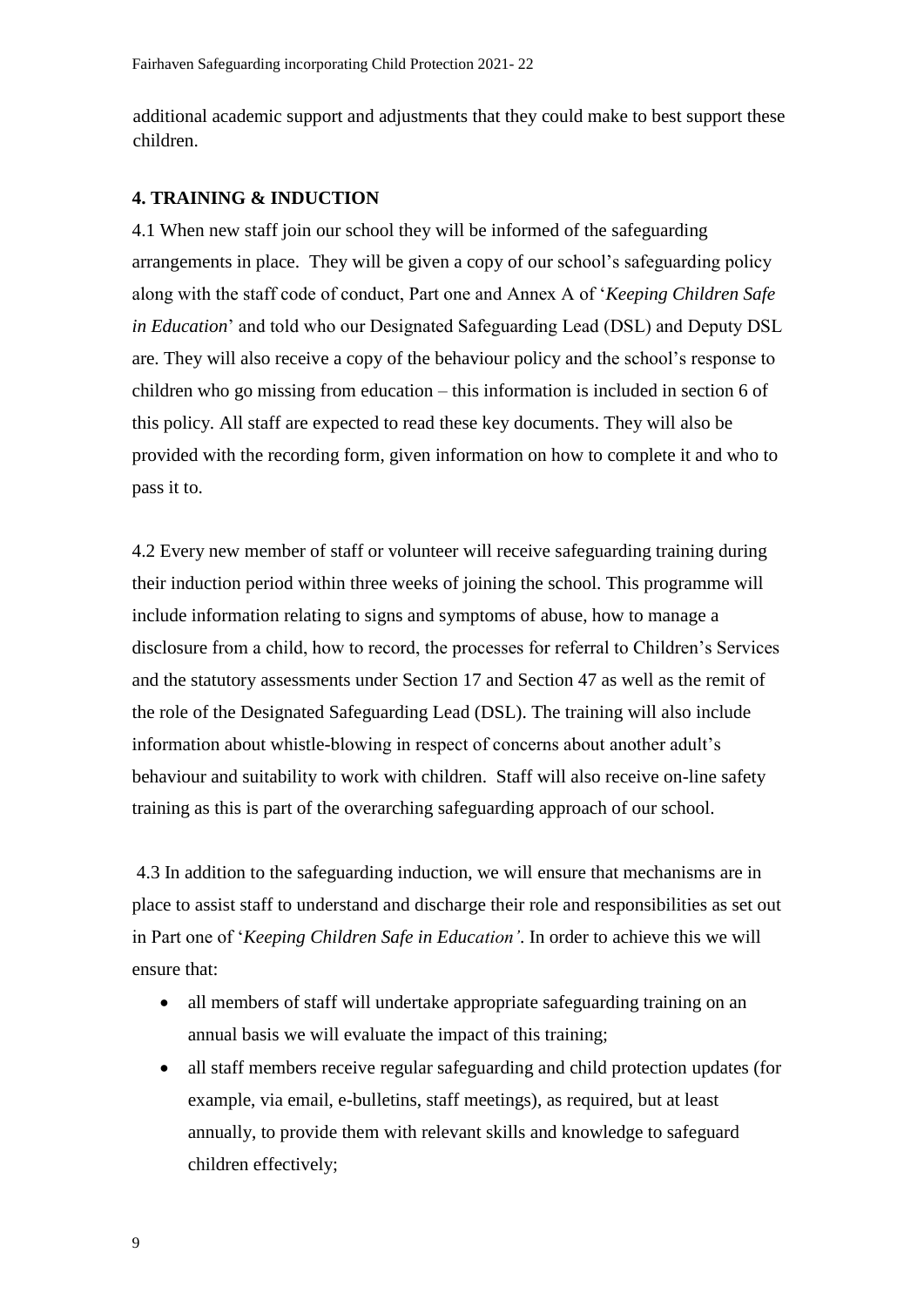additional academic support and adjustments that they could make to best support these children.

**4. TRAINING & INDUCTION**

4.1 When new staff join our school they will be informed of the safeguarding arrangements in place. They will be given a copy of our school's safeguarding policy along with the staff code of conduct, Part one and Annex A of '*Keeping Children Safe in Education*' and told who our Designated Safeguarding Lead (DSL) and Deputy DSL are. They will also receive a copy of the behaviour policy and the school's response to children who go missing from education – this information is included in section 6 of this policy. All staff are expected to read these key documents. They will also be provided with the recording form, given information on how to complete it and who to pass it to.

4.2 Every new member of staff or volunteer will receive safeguarding training during their induction period within three weeks of joining the school. This programme will include information relating to signs and symptoms of abuse, how to manage a disclosure from a child, how to record, the processes for referral to Children's Services and the statutory assessments under Section 17 and Section 47 as well as the remit of the role of the Designated Safeguarding Lead (DSL). The training will also include information about whistle-blowing in respect of concerns about another adult's behaviour and suitability to work with children. Staff will also receive on-line safety training as this is part of the overarching safeguarding approach of our school.

4.3 In addition to the safeguarding induction, we will ensure that mechanisms are in place to assist staff to understand and discharge their role and responsibilities as set out in Part one of '*Keeping Children Safe in Education'*. In order to achieve this we will ensure that:

- all members of staff will undertake appropriate safeguarding training on an annual basis we will evaluate the impact of this training;
- all staff members receive regular safeguarding and child protection updates (for example, via email, e-bulletins, staff meetings), as required, but at least annually, to provide them with relevant skills and knowledge to safeguard children effectively;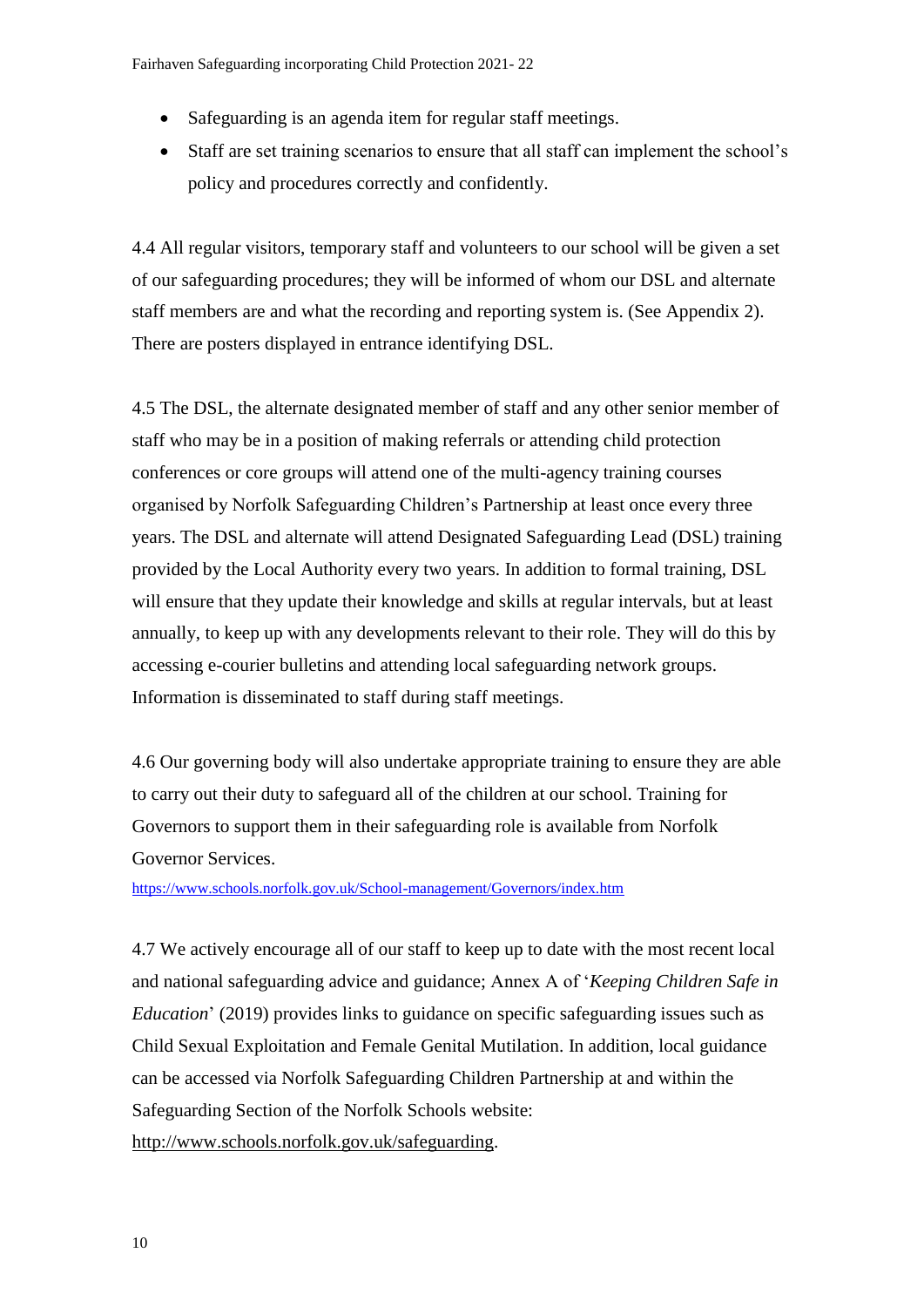- Safeguarding is an agenda item for regular staff meetings.
- Staff are set training scenarios to ensure that all staff can implement the school's policy and procedures correctly and confidently.

4.4 All regular visitors, temporary staff and volunteers to our school will be given a set of our safeguarding procedures; they will be informed of whom our DSL and alternate staff members are and what the recording and reporting system is. (See Appendix 2). There are posters displayed in entrance identifying DSL.

4.5 The DSL, the alternate designated member of staff and any other senior member of staff who may be in a position of making referrals or attending child protection conferences or core groups will attend one of the multi-agency training courses organised by Norfolk Safeguarding Children's Partnership at least once every three years. The DSL and alternate will attend Designated Safeguarding Lead (DSL) training provided by the Local Authority every two years. In addition to formal training, DSL will ensure that they update their knowledge and skills at regular intervals, but at least annually, to keep up with any developments relevant to their role. They will do this by accessing e-courier bulletins and attending local safeguarding network groups. Information is disseminated to staff during staff meetings.

4.6 Our governing body will also undertake appropriate training to ensure they are able to carry out their duty to safeguard all of the children at our school. Training for Governors to support them in their safeguarding role is available from Norfolk Governor Services.
https://www.schools.norfolk.gov.uk/School-management/Governors/index.htm

4.7 We actively encourage all of our staff to keep up to date with the most recent local and national safeguarding advice and guidance; Annex A of '*Keeping Children Safe in Education*' (2019) provides links to guidance on specific safeguarding issues such as Child Sexual Exploitation and Female Genital Mutilation. In addition, local guidance can be accessed via Norfolk Safeguarding Children Partnership at and within the Safeguarding Section of the Norfolk Schools website:
http://www.schools.norfolk.gov.uk/safeguarding.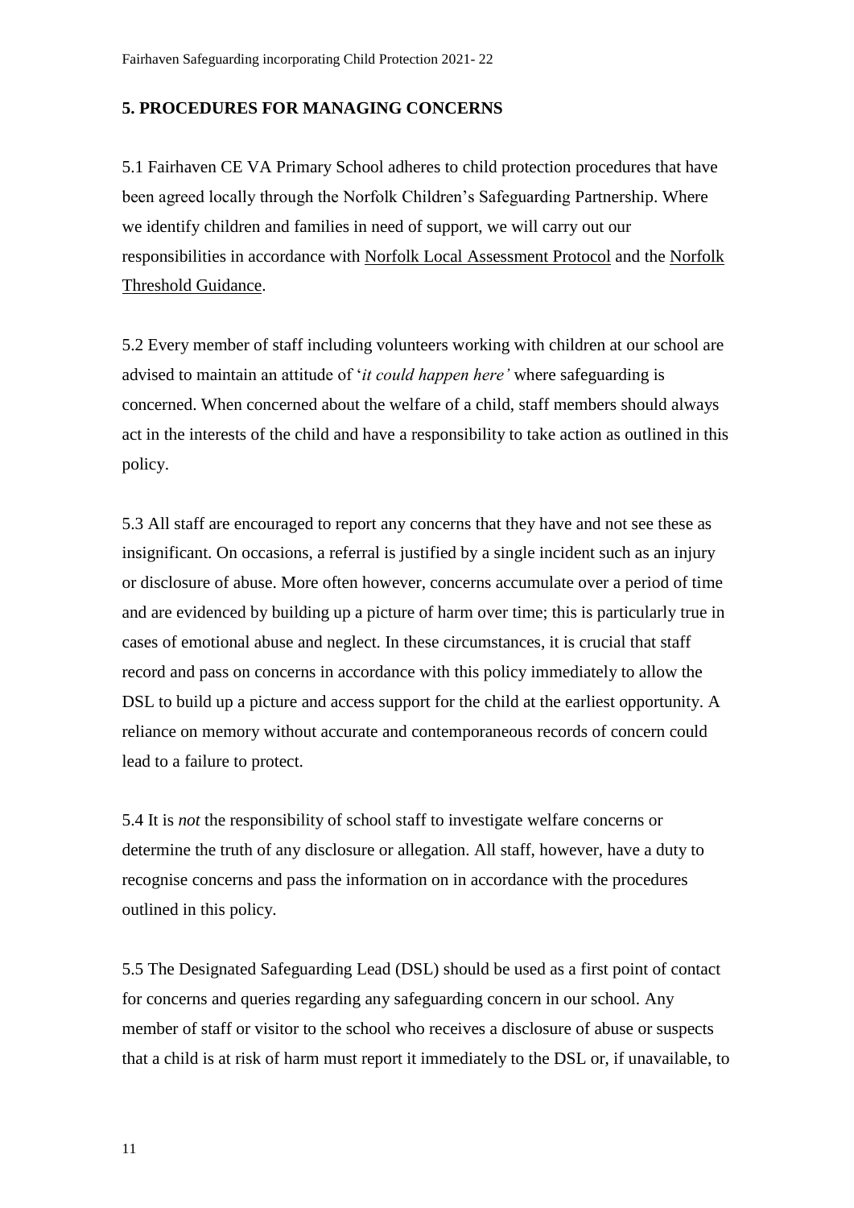## 5. PROCEDURES FOR MANAGING CONCERNS

5.1 Fairhaven CE VA Primary School adheres to child protection procedures that have been agreed locally through the Norfolk Children's Safeguarding Partnership. Where we identify children and families in need of support, we will carry out our responsibilities in accordance with Norfolk Local Assessment Protocol and the Norfolk Threshold Guidance.

5.2 Every member of staff including volunteers working with children at our school are advised to maintain an attitude of '*it could happen here'* where safeguarding is concerned. When concerned about the welfare of a child, staff members should always act in the interests of the child and have a responsibility to take action as outlined in this policy.

5.3 All staff are encouraged to report any concerns that they have and not see these as insignificant. On occasions, a referral is justified by a single incident such as an injury or disclosure of abuse. More often however, concerns accumulate over a period of time and are evidenced by building up a picture of harm over time; this is particularly true in cases of emotional abuse and neglect. In these circumstances, it is crucial that staff record and pass on concerns in accordance with this policy immediately to allow the DSL to build up a picture and access support for the child at the earliest opportunity. A reliance on memory without accurate and contemporaneous records of concern could lead to a failure to protect.

5.4 It is *not* the responsibility of school staff to investigate welfare concerns or determine the truth of any disclosure or allegation. All staff, however, have a duty to recognise concerns and pass the information on in accordance with the procedures outlined in this policy.

5.5 The Designated Safeguarding Lead (DSL) should be used as a first point of contact for concerns and queries regarding any safeguarding concern in our school. Any member of staff or visitor to the school who receives a disclosure of abuse or suspects that a child is at risk of harm must report it immediately to the DSL or, if unavailable, to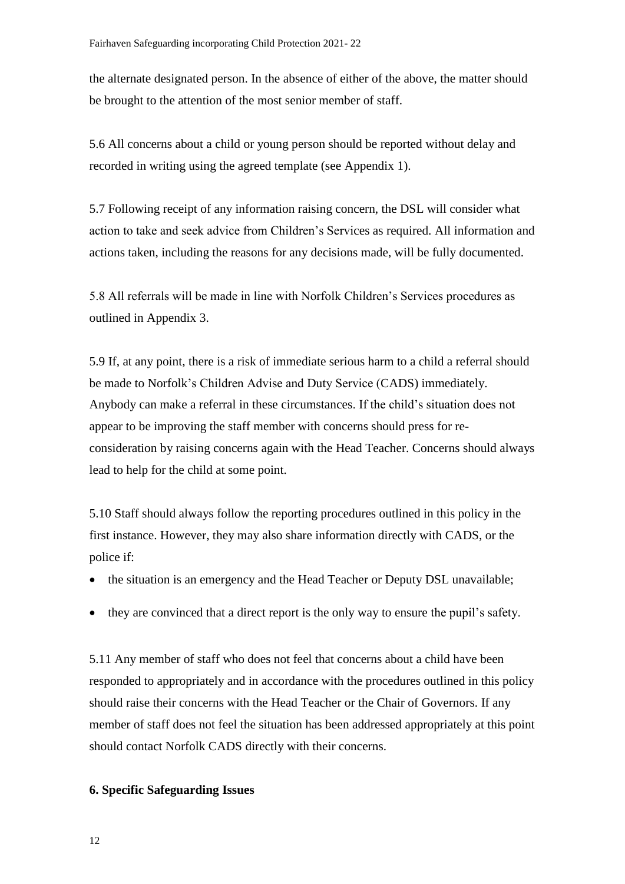the alternate designated person. In the absence of either of the above, the matter should be brought to the attention of the most senior member of staff.

5.6 All concerns about a child or young person should be reported without delay and recorded in writing using the agreed template (see Appendix 1).

5.7 Following receipt of any information raising concern, the DSL will consider what action to take and seek advice from Children's Services as required. All information and actions taken, including the reasons for any decisions made, will be fully documented.

5.8 All referrals will be made in line with Norfolk Children's Services procedures as outlined in Appendix 3.

5.9 If, at any point, there is a risk of immediate serious harm to a child a referral should be made to Norfolk's Children Advise and Duty Service (CADS) immediately. Anybody can make a referral in these circumstances. If the child's situation does not appear to be improving the staff member with concerns should press for re-consideration by raising concerns again with the Head Teacher. Concerns should always lead to help for the child at some point.

5.10 Staff should always follow the reporting procedures outlined in this policy in the first instance. However, they may also share information directly with CADS, or the police if:

- the situation is an emergency and the Head Teacher or Deputy DSL unavailable;
- they are convinced that a direct report is the only way to ensure the pupil's safety.

5.11 Any member of staff who does not feel that concerns about a child have been responded to appropriately and in accordance with the procedures outlined in this policy should raise their concerns with the Head Teacher or the Chair of Governors. If any member of staff does not feel the situation has been addressed appropriately at this point should contact Norfolk CADS directly with their concerns.

**6. Specific Safeguarding Issues**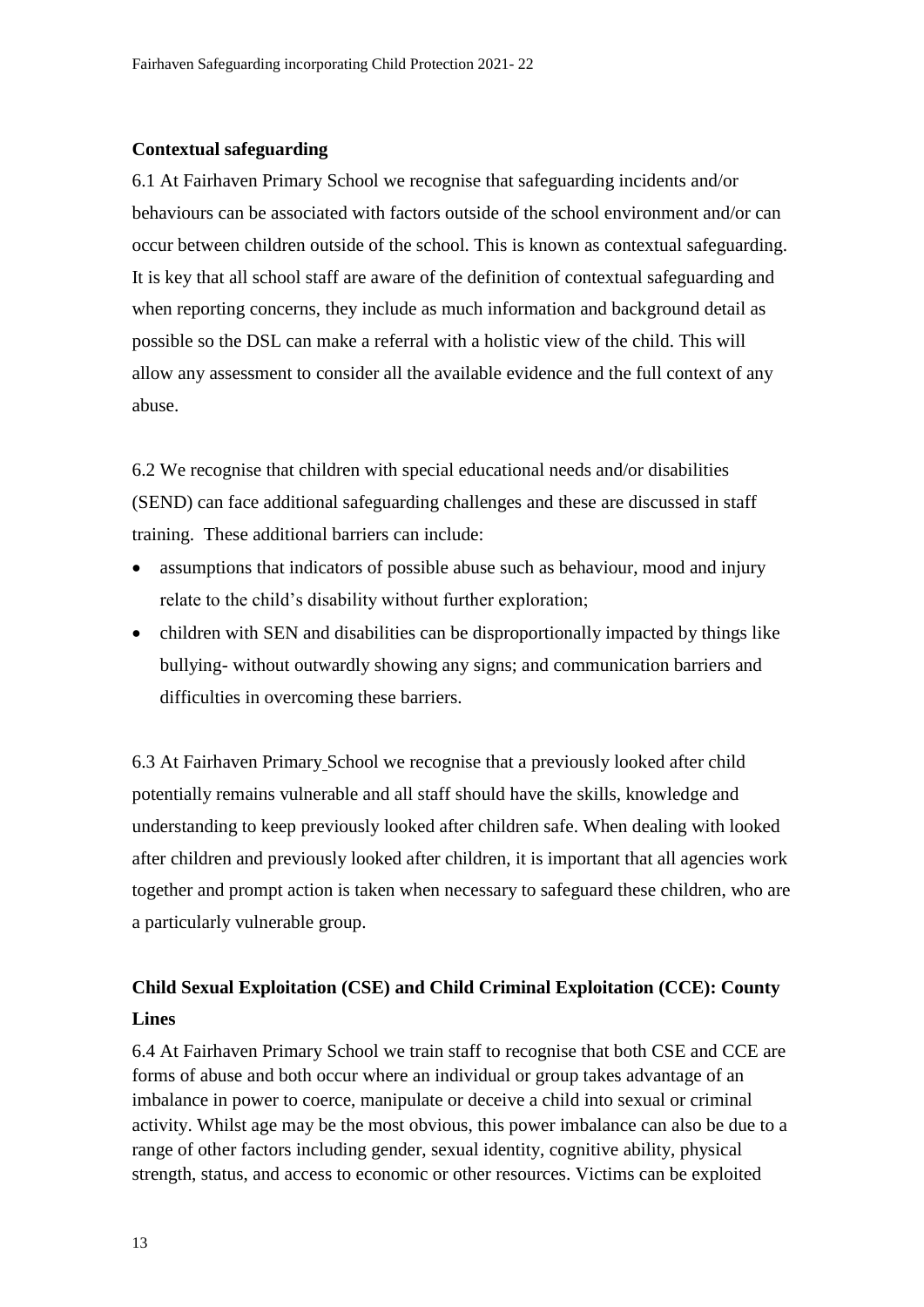**Contextual safeguarding**

6.1 At Fairhaven Primary School we recognise that safeguarding incidents and/or behaviours can be associated with factors outside of the school environment and/or can occur between children outside of the school. This is known as contextual safeguarding. It is key that all school staff are aware of the definition of contextual safeguarding and when reporting concerns, they include as much information and background detail as possible so the DSL can make a referral with a holistic view of the child. This will allow any assessment to consider all the available evidence and the full context of any abuse.

6.2 We recognise that children with special educational needs and/or disabilities (SEND) can face additional safeguarding challenges and these are discussed in staff training. These additional barriers can include:

- assumptions that indicators of possible abuse such as behaviour, mood and injury relate to the child's disability without further exploration;
- children with SEN and disabilities can be disproportionally impacted by things like bullying- without outwardly showing any signs; and communication barriers and difficulties in overcoming these barriers.

6.3 At Fairhaven Primary School we recognise that a previously looked after child potentially remains vulnerable and all staff should have the skills, knowledge and understanding to keep previously looked after children safe. When dealing with looked after children and previously looked after children, it is important that all agencies work together and prompt action is taken when necessary to safeguard these children, who are a particularly vulnerable group.

**Child Sexual Exploitation (CSE) and Child Criminal Exploitation (CCE): County Lines**

6.4 At Fairhaven Primary School we train staff to recognise that both CSE and CCE are forms of abuse and both occur where an individual or group takes advantage of an imbalance in power to coerce, manipulate or deceive a child into sexual or criminal activity. Whilst age may be the most obvious, this power imbalance can also be due to a range of other factors including gender, sexual identity, cognitive ability, physical strength, status, and access to economic or other resources. Victims can be exploited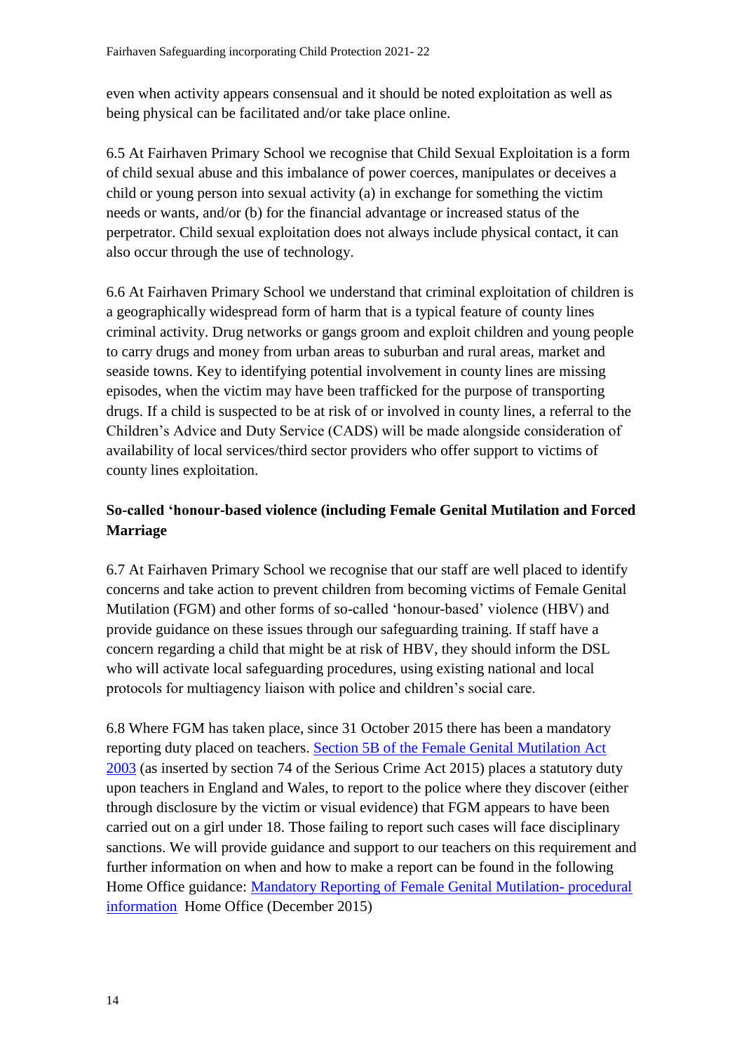even when activity appears consensual and it should be noted exploitation as well as being physical can be facilitated and/or take place online.

6.5 At Fairhaven Primary School we recognise that Child Sexual Exploitation is a form of child sexual abuse and this imbalance of power coerces, manipulates or deceives a child or young person into sexual activity (a) in exchange for something the victim needs or wants, and/or (b) for the financial advantage or increased status of the perpetrator. Child sexual exploitation does not always include physical contact, it can also occur through the use of technology.

6.6 At Fairhaven Primary School we understand that criminal exploitation of children is a geographically widespread form of harm that is a typical feature of county lines criminal activity. Drug networks or gangs groom and exploit children and young people to carry drugs and money from urban areas to suburban and rural areas, market and seaside towns. Key to identifying potential involvement in county lines are missing episodes, when the victim may have been trafficked for the purpose of transporting drugs. If a child is suspected to be at risk of or involved in county lines, a referral to the Children's Advice and Duty Service (CADS) will be made alongside consideration of availability of local services/third sector providers who offer support to victims of county lines exploitation.

**So-called 'honour-based violence (including Female Genital Mutilation and Forced Marriage**

6.7 At Fairhaven Primary School we recognise that our staff are well placed to identify concerns and take action to prevent children from becoming victims of Female Genital Mutilation (FGM) and other forms of so-called 'honour-based' violence (HBV) and provide guidance on these issues through our safeguarding training. If staff have a concern regarding a child that might be at risk of HBV, they should inform the DSL who will activate local safeguarding procedures, using existing national and local protocols for multiagency liaison with police and children's social care.

6.8 Where FGM has taken place, since 31 October 2015 there has been a mandatory reporting duty placed on teachers. Section 5B of the Female Genital Mutilation Act 2003 (as inserted by section 74 of the Serious Crime Act 2015) places a statutory duty upon teachers in England and Wales, to report to the police where they discover (either through disclosure by the victim or visual evidence) that FGM appears to have been carried out on a girl under 18. Those failing to report such cases will face disciplinary sanctions. We will provide guidance and support to our teachers on this requirement and further information on when and how to make a report can be found in the following Home Office guidance: Mandatory Reporting of Female Genital Mutilation- procedural information Home Office (December 2015)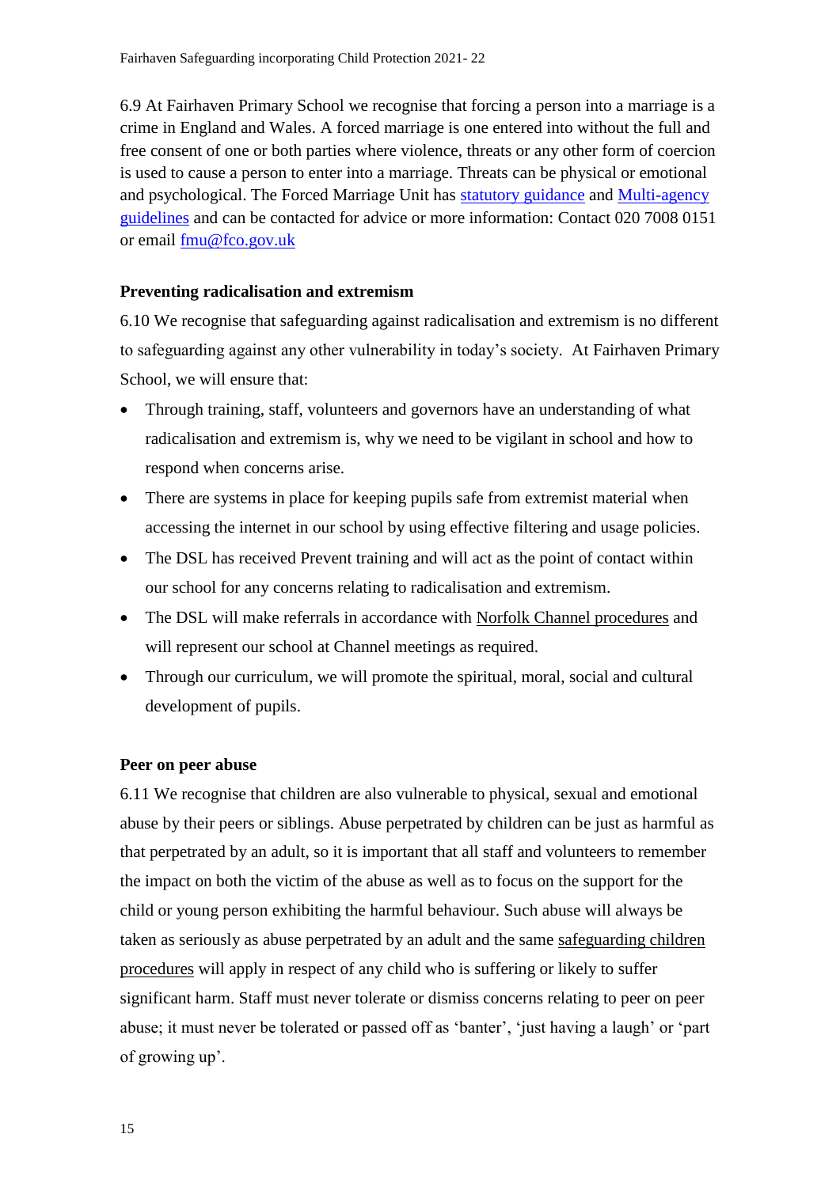6.9 At Fairhaven Primary School we recognise that forcing a person into a marriage is a crime in England and Wales. A forced marriage is one entered into without the full and free consent of one or both parties where violence, threats or any other form of coercion is used to cause a person to enter into a marriage. Threats can be physical or emotional and psychological. The Forced Marriage Unit has statutory guidance and Multi-agency guidelines and can be contacted for advice or more information: Contact 020 7008 0151 or email fmu@fco.gov.uk

**Preventing radicalisation and extremism**

6.10 We recognise that safeguarding against radicalisation and extremism is no different to safeguarding against any other vulnerability in today's society. At Fairhaven Primary School, we will ensure that:

- Through training, staff, volunteers and governors have an understanding of what radicalisation and extremism is, why we need to be vigilant in school and how to respond when concerns arise.
- There are systems in place for keeping pupils safe from extremist material when accessing the internet in our school by using effective filtering and usage policies.
- The DSL has received Prevent training and will act as the point of contact within our school for any concerns relating to radicalisation and extremism.
- The DSL will make referrals in accordance with Norfolk Channel procedures and will represent our school at Channel meetings as required.
- Through our curriculum, we will promote the spiritual, moral, social and cultural development of pupils.

**Peer on peer abuse**

6.11 We recognise that children are also vulnerable to physical, sexual and emotional abuse by their peers or siblings. Abuse perpetrated by children can be just as harmful as that perpetrated by an adult, so it is important that all staff and volunteers to remember the impact on both the victim of the abuse as well as to focus on the support for the child or young person exhibiting the harmful behaviour. Such abuse will always be taken as seriously as abuse perpetrated by an adult and the same safeguarding children procedures will apply in respect of any child who is suffering or likely to suffer significant harm. Staff must never tolerate or dismiss concerns relating to peer on peer abuse; it must never be tolerated or passed off as 'banter', 'just having a laugh' or 'part of growing up'.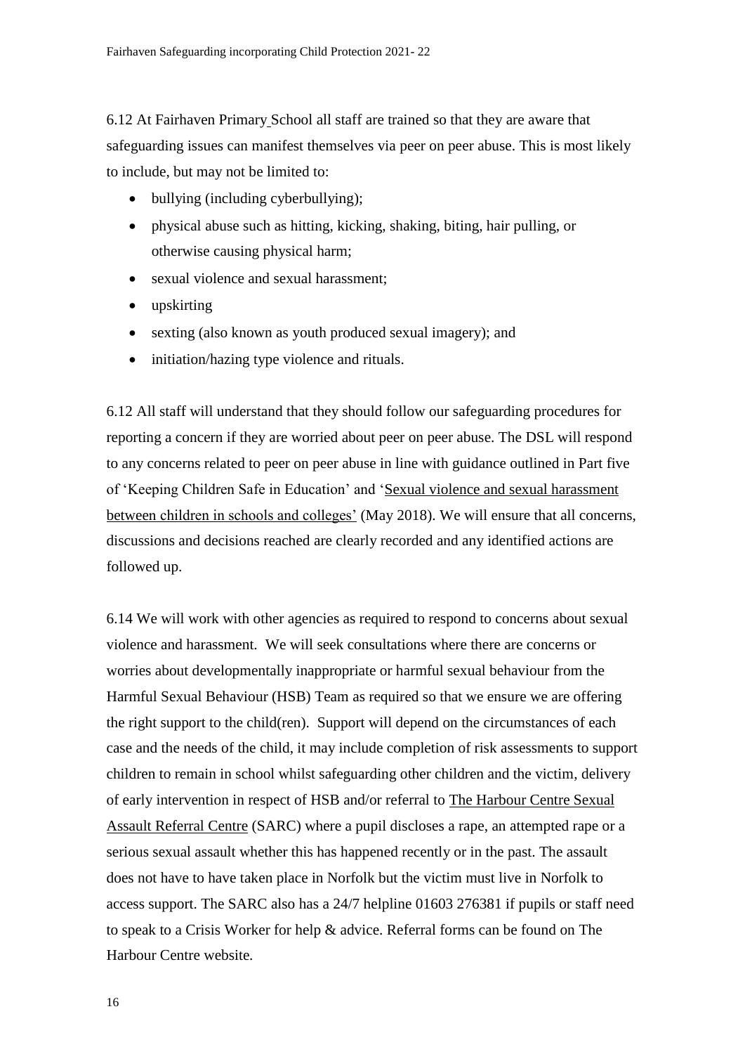6.12 At Fairhaven Primary School all staff are trained so that they are aware that safeguarding issues can manifest themselves via peer on peer abuse. This is most likely to include, but may not be limited to:

- bullying (including cyberbullying);
- physical abuse such as hitting, kicking, shaking, biting, hair pulling, or otherwise causing physical harm;
- sexual violence and sexual harassment;
- upskirting
- sexting (also known as youth produced sexual imagery); and
- initiation/hazing type violence and rituals.

6.12 All staff will understand that they should follow our safeguarding procedures for reporting a concern if they are worried about peer on peer abuse. The DSL will respond to any concerns related to peer on peer abuse in line with guidance outlined in Part five of 'Keeping Children Safe in Education' and 'Sexual violence and sexual harassment between children in schools and colleges' (May 2018). We will ensure that all concerns, discussions and decisions reached are clearly recorded and any identified actions are followed up.

6.14 We will work with other agencies as required to respond to concerns about sexual violence and harassment. We will seek consultations where there are concerns or worries about developmentally inappropriate or harmful sexual behaviour from the Harmful Sexual Behaviour (HSB) Team as required so that we ensure we are offering the right support to the child(ren). Support will depend on the circumstances of each case and the needs of the child, it may include completion of risk assessments to support children to remain in school whilst safeguarding other children and the victim, delivery of early intervention in respect of HSB and/or referral to The Harbour Centre Sexual Assault Referral Centre (SARC) where a pupil discloses a rape, an attempted rape or a serious sexual assault whether this has happened recently or in the past. The assault does not have to have taken place in Norfolk but the victim must live in Norfolk to access support. The SARC also has a 24/7 helpline 01603 276381 if pupils or staff need to speak to a Crisis Worker for help & advice. Referral forms can be found on The Harbour Centre website.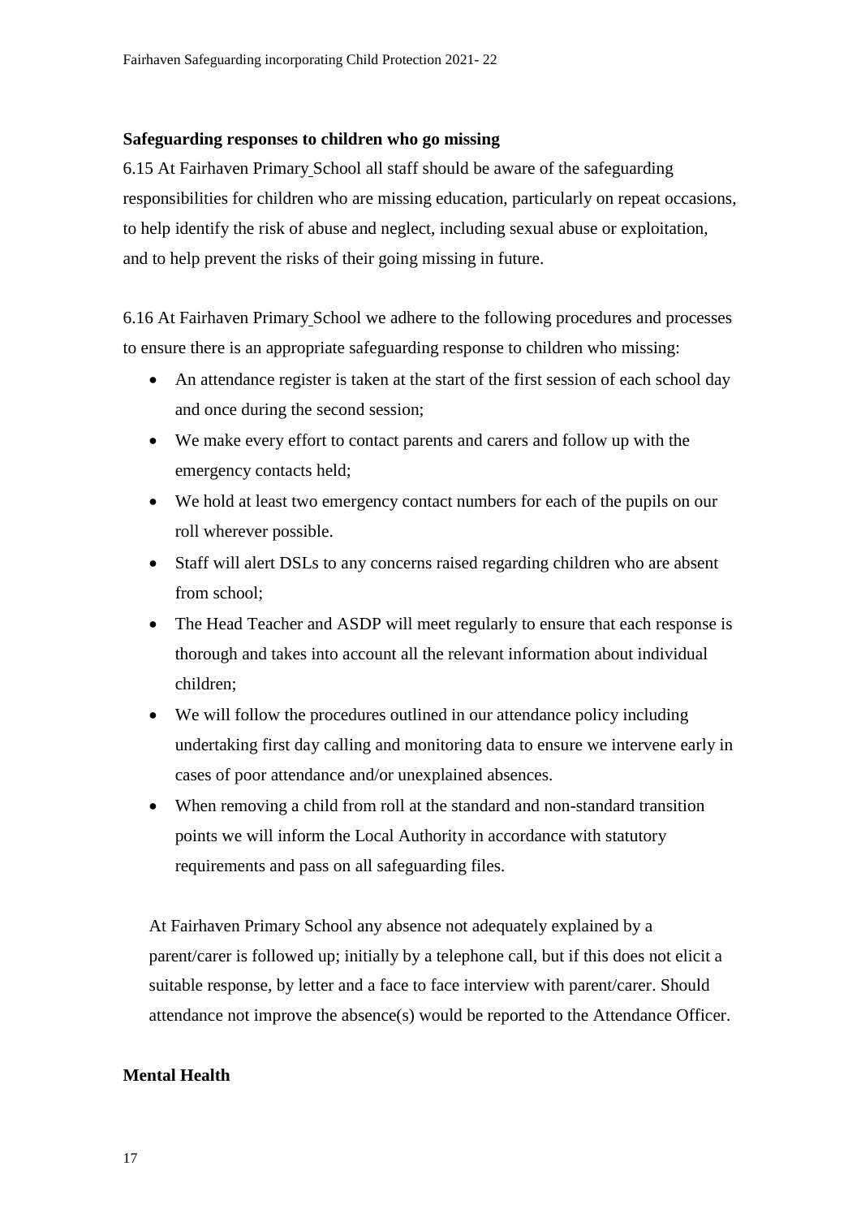**Safeguarding responses to children who go missing**

6.15 At Fairhaven Primary School all staff should be aware of the safeguarding responsibilities for children who are missing education, particularly on repeat occasions, to help identify the risk of abuse and neglect, including sexual abuse or exploitation, and to help prevent the risks of their going missing in future.

6.16 At Fairhaven Primary School we adhere to the following procedures and processes to ensure there is an appropriate safeguarding response to children who missing:

- An attendance register is taken at the start of the first session of each school day and once during the second session;
- We make every effort to contact parents and carers and follow up with the emergency contacts held;
- We hold at least two emergency contact numbers for each of the pupils on our roll wherever possible.
- Staff will alert DSLs to any concerns raised regarding children who are absent from school;
- The Head Teacher and ASDP will meet regularly to ensure that each response is thorough and takes into account all the relevant information about individual children;
- We will follow the procedures outlined in our attendance policy including undertaking first day calling and monitoring data to ensure we intervene early in cases of poor attendance and/or unexplained absences.
- When removing a child from roll at the standard and non-standard transition points we will inform the Local Authority in accordance with statutory requirements and pass on all safeguarding files.

At Fairhaven Primary School any absence not adequately explained by a parent/carer is followed up; initially by a telephone call, but if this does not elicit a suitable response, by letter and a face to face interview with parent/carer. Should attendance not improve the absence(s) would be reported to the Attendance Officer.

**Mental Health**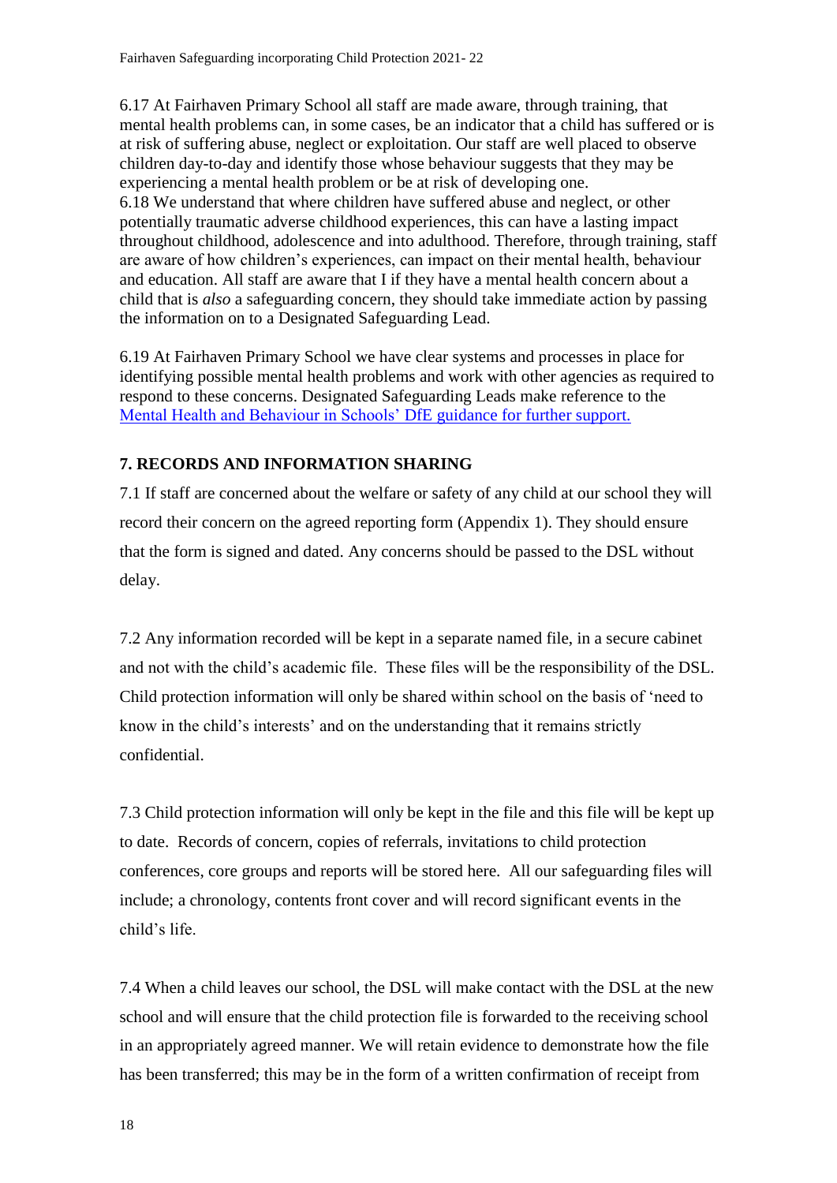6.17 At Fairhaven Primary School all staff are made aware, through training, that mental health problems can, in some cases, be an indicator that a child has suffered or is at risk of suffering abuse, neglect or exploitation. Our staff are well placed to observe children day-to-day and identify those whose behaviour suggests that they may be experiencing a mental health problem or be at risk of developing one.

6.18 We understand that where children have suffered abuse and neglect, or other potentially traumatic adverse childhood experiences, this can have a lasting impact throughout childhood, adolescence and into adulthood. Therefore, through training, staff are aware of how children's experiences, can impact on their mental health, behaviour and education. All staff are aware that I if they have a mental health concern about a child that is *also* a safeguarding concern, they should take immediate action by passing the information on to a Designated Safeguarding Lead.

6.19 At Fairhaven Primary School we have clear systems and processes in place for identifying possible mental health problems and work with other agencies as required to respond to these concerns. Designated Safeguarding Leads make reference to the Mental Health and Behaviour in Schools' DfE guidance for further support.

## 7. RECORDS AND INFORMATION SHARING

7.1 If staff are concerned about the welfare or safety of any child at our school they will record their concern on the agreed reporting form (Appendix 1). They should ensure that the form is signed and dated. Any concerns should be passed to the DSL without delay.

7.2 Any information recorded will be kept in a separate named file, in a secure cabinet and not with the child's academic file. These files will be the responsibility of the DSL. Child protection information will only be shared within school on the basis of 'need to know in the child's interests' and on the understanding that it remains strictly confidential.

7.3 Child protection information will only be kept in the file and this file will be kept up to date. Records of concern, copies of referrals, invitations to child protection conferences, core groups and reports will be stored here. All our safeguarding files will include; a chronology, contents front cover and will record significant events in the child's life.

7.4 When a child leaves our school, the DSL will make contact with the DSL at the new school and will ensure that the child protection file is forwarded to the receiving school in an appropriately agreed manner. We will retain evidence to demonstrate how the file has been transferred; this may be in the form of a written confirmation of receipt from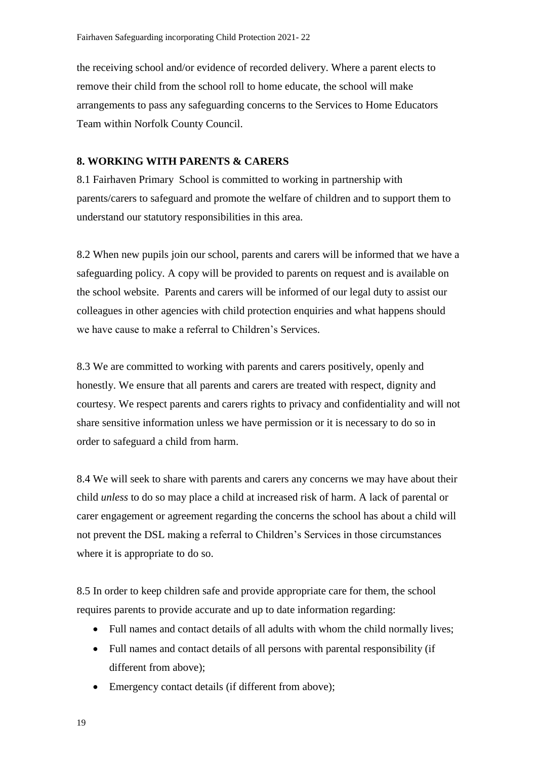the receiving school and/or evidence of recorded delivery. Where a parent elects to remove their child from the school roll to home educate, the school will make arrangements to pass any safeguarding concerns to the Services to Home Educators Team within Norfolk County Council.

## 8. WORKING WITH PARENTS & CARERS

8.1 Fairhaven Primary School is committed to working in partnership with parents/carers to safeguard and promote the welfare of children and to support them to understand our statutory responsibilities in this area.

8.2 When new pupils join our school, parents and carers will be informed that we have a safeguarding policy. A copy will be provided to parents on request and is available on the school website. Parents and carers will be informed of our legal duty to assist our colleagues in other agencies with child protection enquiries and what happens should we have cause to make a referral to Children's Services.

8.3 We are committed to working with parents and carers positively, openly and honestly. We ensure that all parents and carers are treated with respect, dignity and courtesy. We respect parents and carers rights to privacy and confidentiality and will not share sensitive information unless we have permission or it is necessary to do so in order to safeguard a child from harm.

8.4 We will seek to share with parents and carers any concerns we may have about their child *unless* to do so may place a child at increased risk of harm. A lack of parental or carer engagement or agreement regarding the concerns the school has about a child will not prevent the DSL making a referral to Children's Services in those circumstances where it is appropriate to do so.

8.5 In order to keep children safe and provide appropriate care for them, the school requires parents to provide accurate and up to date information regarding:

- Full names and contact details of all adults with whom the child normally lives;
- Full names and contact details of all persons with parental responsibility (if different from above);
- Emergency contact details (if different from above);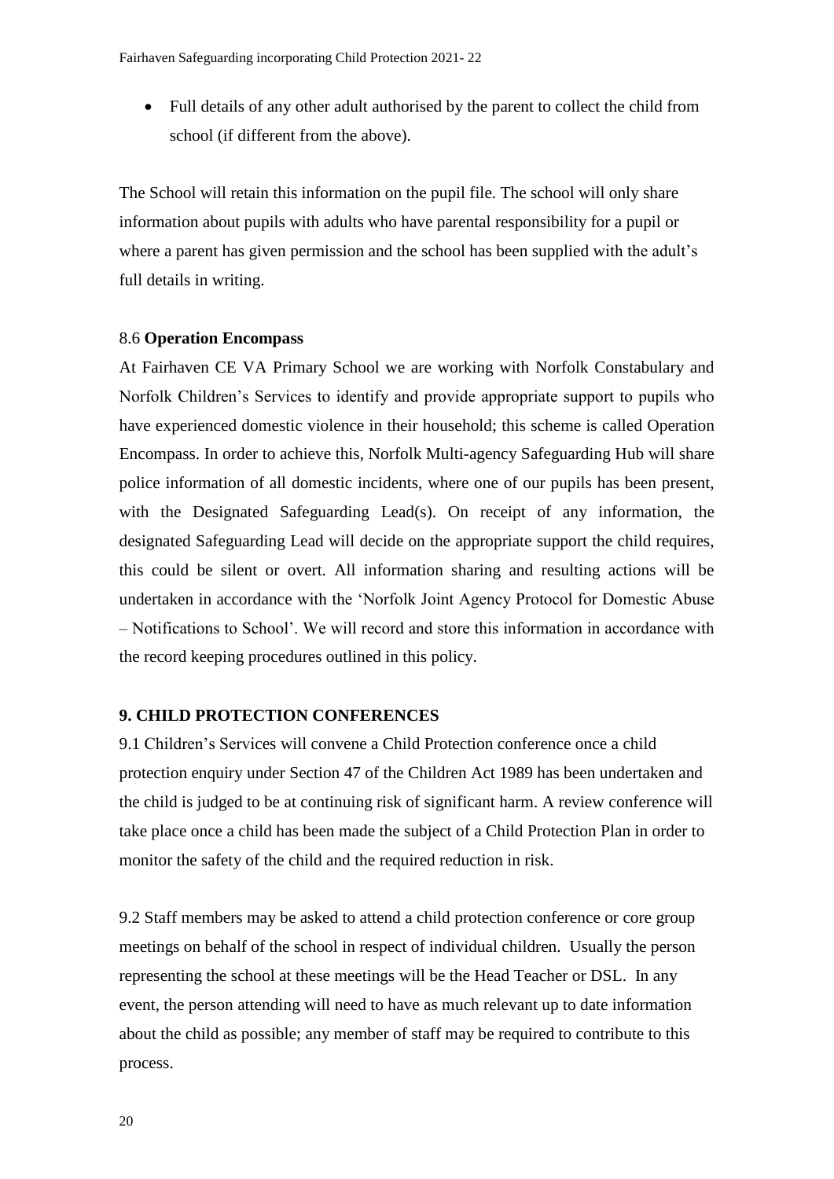- Full details of any other adult authorised by the parent to collect the child from school (if different from the above).

The School will retain this information on the pupil file. The school will only share information about pupils with adults who have parental responsibility for a pupil or where a parent has given permission and the school has been supplied with the adult's full details in writing.

### 8.6 **Operation Encompass**

At Fairhaven CE VA Primary School we are working with Norfolk Constabulary and Norfolk Children's Services to identify and provide appropriate support to pupils who have experienced domestic violence in their household; this scheme is called Operation Encompass. In order to achieve this, Norfolk Multi-agency Safeguarding Hub will share police information of all domestic incidents, where one of our pupils has been present, with the Designated Safeguarding Lead(s). On receipt of any information, the designated Safeguarding Lead will decide on the appropriate support the child requires, this could be silent or overt. All information sharing and resulting actions will be undertaken in accordance with the 'Norfolk Joint Agency Protocol for Domestic Abuse – Notifications to School'. We will record and store this information in accordance with the record keeping procedures outlined in this policy.

## 9. CHILD PROTECTION CONFERENCES

9.1 Children's Services will convene a Child Protection conference once a child protection enquiry under Section 47 of the Children Act 1989 has been undertaken and the child is judged to be at continuing risk of significant harm. A review conference will take place once a child has been made the subject of a Child Protection Plan in order to monitor the safety of the child and the required reduction in risk.

9.2 Staff members may be asked to attend a child protection conference or core group meetings on behalf of the school in respect of individual children. Usually the person representing the school at these meetings will be the Head Teacher or DSL. In any event, the person attending will need to have as much relevant up to date information about the child as possible; any member of staff may be required to contribute to this process.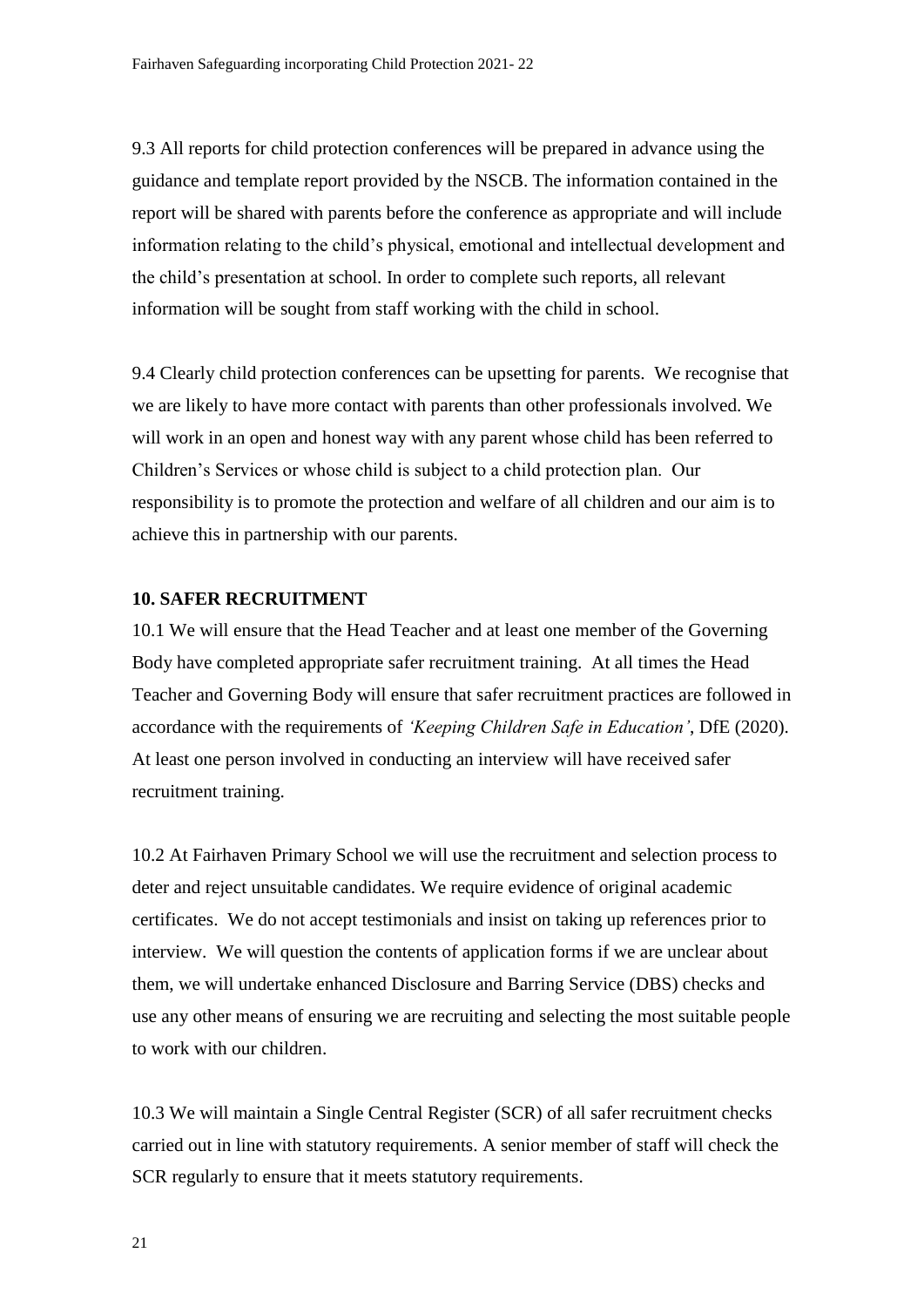9.3 All reports for child protection conferences will be prepared in advance using the guidance and template report provided by the NSCB. The information contained in the report will be shared with parents before the conference as appropriate and will include information relating to the child's physical, emotional and intellectual development and the child's presentation at school. In order to complete such reports, all relevant information will be sought from staff working with the child in school.

9.4 Clearly child protection conferences can be upsetting for parents. We recognise that we are likely to have more contact with parents than other professionals involved. We will work in an open and honest way with any parent whose child has been referred to Children's Services or whose child is subject to a child protection plan. Our responsibility is to promote the protection and welfare of all children and our aim is to achieve this in partnership with our parents.

## 10. SAFER RECRUITMENT

10.1 We will ensure that the Head Teacher and at least one member of the Governing Body have completed appropriate safer recruitment training. At all times the Head Teacher and Governing Body will ensure that safer recruitment practices are followed in accordance with the requirements of *'Keeping Children Safe in Education'*, DfE (2020). At least one person involved in conducting an interview will have received safer recruitment training.

10.2 At Fairhaven Primary School we will use the recruitment and selection process to deter and reject unsuitable candidates. We require evidence of original academic certificates. We do not accept testimonials and insist on taking up references prior to interview. We will question the contents of application forms if we are unclear about them, we will undertake enhanced Disclosure and Barring Service (DBS) checks and use any other means of ensuring we are recruiting and selecting the most suitable people to work with our children.

10.3 We will maintain a Single Central Register (SCR) of all safer recruitment checks carried out in line with statutory requirements. A senior member of staff will check the SCR regularly to ensure that it meets statutory requirements.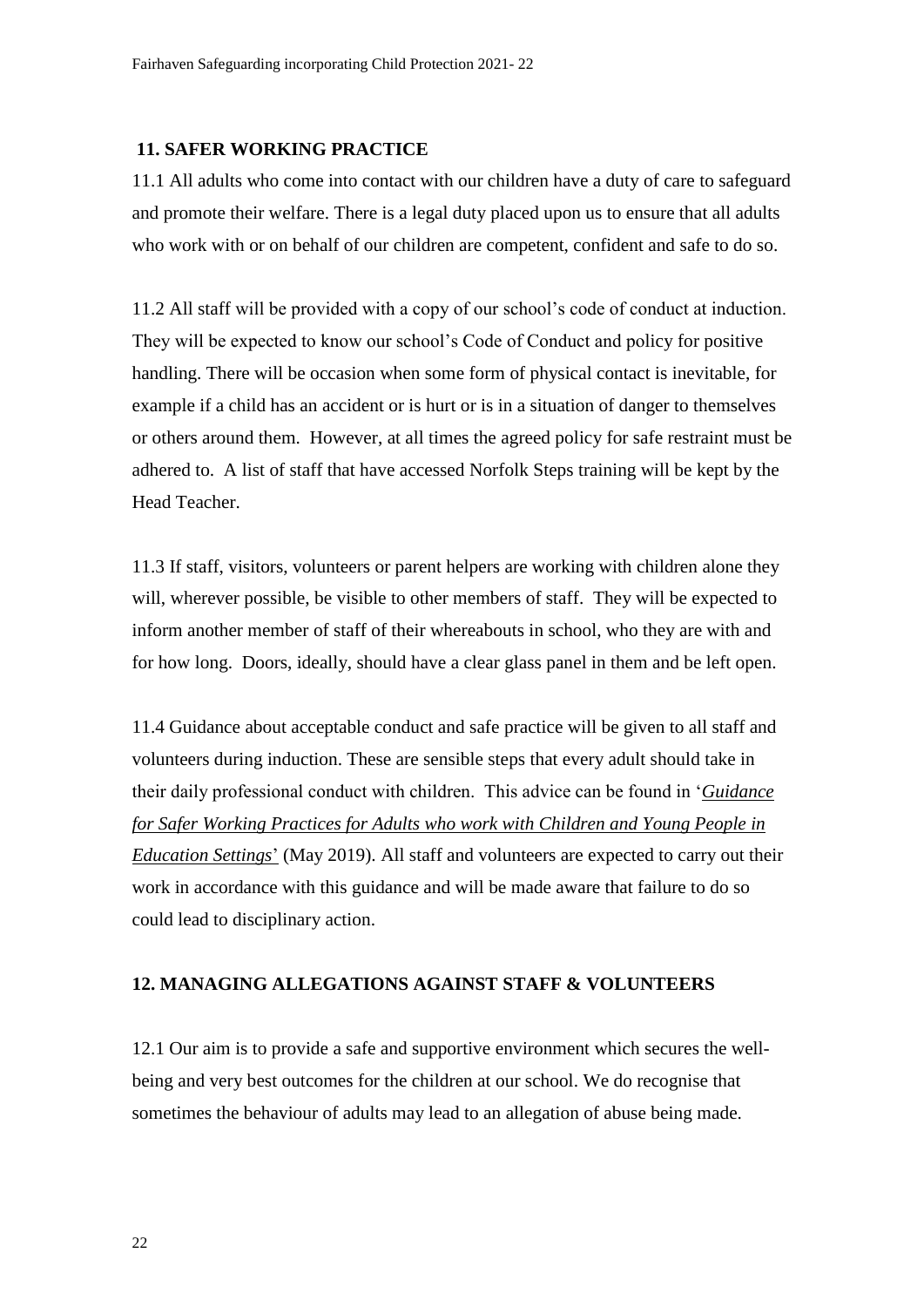## 11. SAFER WORKING PRACTICE

11.1 All adults who come into contact with our children have a duty of care to safeguard and promote their welfare. There is a legal duty placed upon us to ensure that all adults who work with or on behalf of our children are competent, confident and safe to do so.

11.2 All staff will be provided with a copy of our school's code of conduct at induction. They will be expected to know our school's Code of Conduct and policy for positive handling. There will be occasion when some form of physical contact is inevitable, for example if a child has an accident or is hurt or is in a situation of danger to themselves or others around them. However, at all times the agreed policy for safe restraint must be adhered to. A list of staff that have accessed Norfolk Steps training will be kept by the Head Teacher.

11.3 If staff, visitors, volunteers or parent helpers are working with children alone they will, wherever possible, be visible to other members of staff. They will be expected to inform another member of staff of their whereabouts in school, who they are with and for how long. Doors, ideally, should have a clear glass panel in them and be left open.

11.4 Guidance about acceptable conduct and safe practice will be given to all staff and volunteers during induction. These are sensible steps that every adult should take in their daily professional conduct with children. This advice can be found in '*Guidance for Safer Working Practices for Adults who work with Children and Young People in Education Settings*' (May 2019). All staff and volunteers are expected to carry out their work in accordance with this guidance and will be made aware that failure to do so could lead to disciplinary action.

## 12. MANAGING ALLEGATIONS AGAINST STAFF & VOLUNTEERS

12.1 Our aim is to provide a safe and supportive environment which secures the well-being and very best outcomes for the children at our school. We do recognise that sometimes the behaviour of adults may lead to an allegation of abuse being made.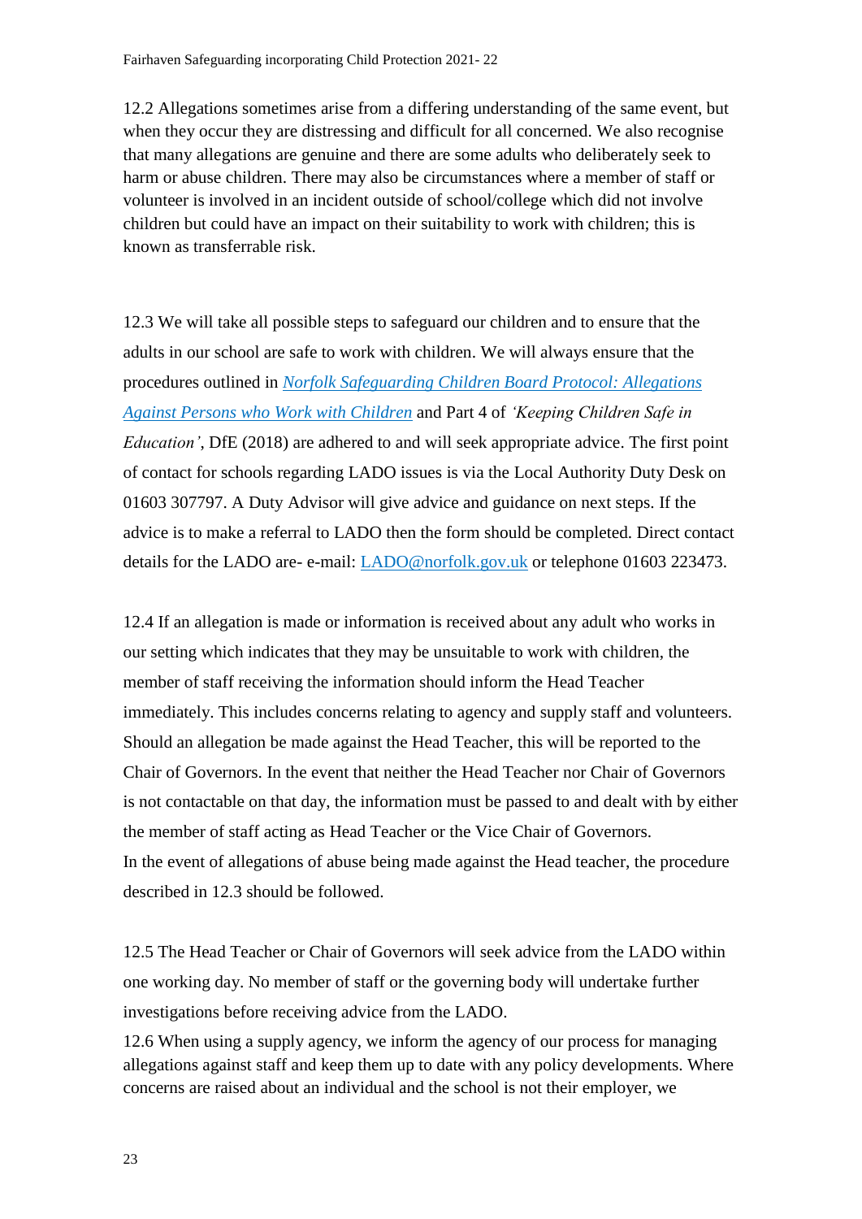12.2 Allegations sometimes arise from a differing understanding of the same event, but when they occur they are distressing and difficult for all concerned. We also recognise that many allegations are genuine and there are some adults who deliberately seek to harm or abuse children. There may also be circumstances where a member of staff or volunteer is involved in an incident outside of school/college which did not involve children but could have an impact on their suitability to work with children; this is known as transferrable risk.

12.3 We will take all possible steps to safeguard our children and to ensure that the adults in our school are safe to work with children. We will always ensure that the procedures outlined in [*Norfolk Safeguarding Children Board Protocol: Allegations Against Persons who Work with Children*]() and Part 4 of *'Keeping Children Safe in Education'*, DfE (2018) are adhered to and will seek appropriate advice. The first point of contact for schools regarding LADO issues is via the Local Authority Duty Desk on 01603 307797. A Duty Advisor will give advice and guidance on next steps. If the advice is to make a referral to LADO then the form should be completed. Direct contact details for the LADO are- e-mail: [LADO@norfolk.gov.uk](mailto:LADO@norfolk.gov.uk) or telephone 01603 223473.

12.4 If an allegation is made or information is received about any adult who works in our setting which indicates that they may be unsuitable to work with children, the member of staff receiving the information should inform the Head Teacher immediately. This includes concerns relating to agency and supply staff and volunteers. Should an allegation be made against the Head Teacher, this will be reported to the Chair of Governors. In the event that neither the Head Teacher nor Chair of Governors is not contactable on that day, the information must be passed to and dealt with by either the member of staff acting as Head Teacher or the Vice Chair of Governors.
In the event of allegations of abuse being made against the Head teacher, the procedure described in 12.3 should be followed.

12.5 The Head Teacher or Chair of Governors will seek advice from the LADO within one working day. No member of staff or the governing body will undertake further investigations before receiving advice from the LADO.

12.6 When using a supply agency, we inform the agency of our process for managing allegations against staff and keep them up to date with any policy developments. Where concerns are raised about an individual and the school is not their employer, we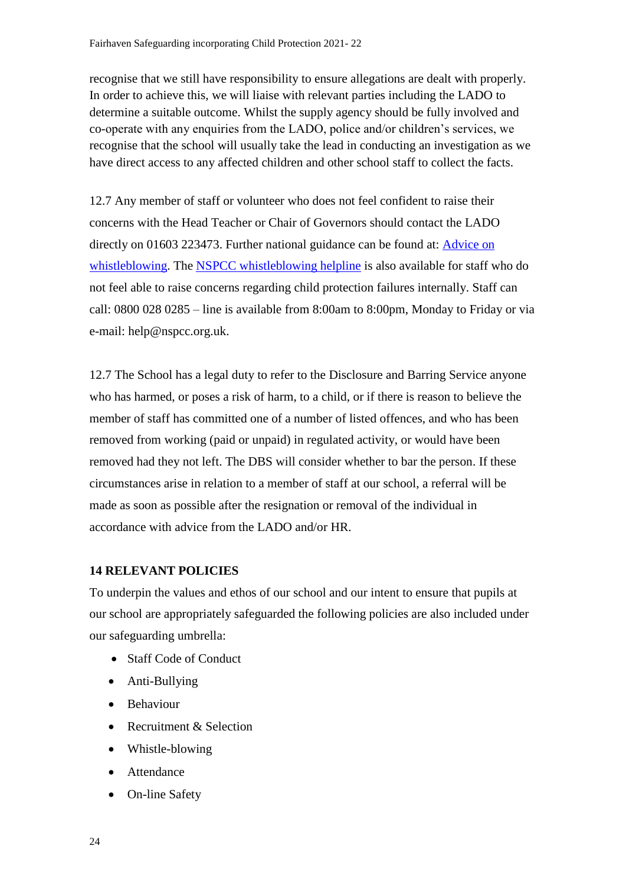recognise that we still have responsibility to ensure allegations are dealt with properly. In order to achieve this, we will liaise with relevant parties including the LADO to determine a suitable outcome. Whilst the supply agency should be fully involved and co-operate with any enquiries from the LADO, police and/or children's services, we recognise that the school will usually take the lead in conducting an investigation as we have direct access to any affected children and other school staff to collect the facts.

12.7 Any member of staff or volunteer who does not feel confident to raise their concerns with the Head Teacher or Chair of Governors should contact the LADO directly on 01603 223473. Further national guidance can be found at: Advice on whistleblowing. The NSPCC whistleblowing helpline is also available for staff who do not feel able to raise concerns regarding child protection failures internally. Staff can call: 0800 028 0285 – line is available from 8:00am to 8:00pm, Monday to Friday or via e-mail: help@nspcc.org.uk.

12.7 The School has a legal duty to refer to the Disclosure and Barring Service anyone who has harmed, or poses a risk of harm, to a child, or if there is reason to believe the member of staff has committed one of a number of listed offences, and who has been removed from working (paid or unpaid) in regulated activity, or would have been removed had they not left. The DBS will consider whether to bar the person. If these circumstances arise in relation to a member of staff at our school, a referral will be made as soon as possible after the resignation or removal of the individual in accordance with advice from the LADO and/or HR.

**14 RELEVANT POLICIES**

To underpin the values and ethos of our school and our intent to ensure that pupils at our school are appropriately safeguarded the following policies are also included under our safeguarding umbrella:

- Staff Code of Conduct
- Anti-Bullying
- Behaviour
- Recruitment & Selection
- Whistle-blowing
- Attendance
- On-line Safety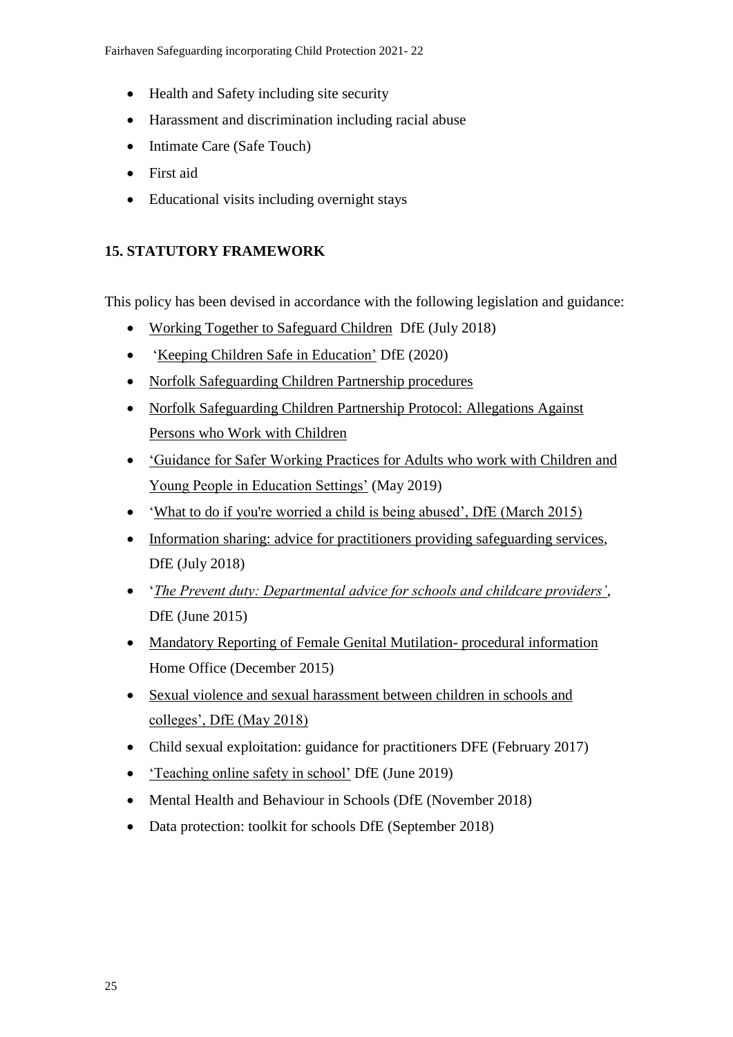- Health and Safety including site security
- Harassment and discrimination including racial abuse
- Intimate Care (Safe Touch)
- First aid
- Educational visits including overnight stays

## 15. STATUTORY FRAMEWORK

This policy has been devised in accordance with the following legislation and guidance:

- Working Together to Safeguard Children DfE (July 2018)
- 'Keeping Children Safe in Education' DfE (2020)
- Norfolk Safeguarding Children Partnership procedures
- Norfolk Safeguarding Children Partnership Protocol: Allegations Against Persons who Work with Children
- 'Guidance for Safer Working Practices for Adults who work with Children and Young People in Education Settings' (May 2019)
- 'What to do if you're worried a child is being abused', DfE (March 2015)
- Information sharing: advice for practitioners providing safeguarding services, DfE (July 2018)
- '*The Prevent duty: Departmental advice for schools and childcare providers'*, DfE (June 2015)
- Mandatory Reporting of Female Genital Mutilation- procedural information Home Office (December 2015)
- Sexual violence and sexual harassment between children in schools and colleges', DfE (May 2018)
- Child sexual exploitation: guidance for practitioners DFE (February 2017)
- 'Teaching online safety in school' DfE (June 2019)
- Mental Health and Behaviour in Schools (DfE (November 2018)
- Data protection: toolkit for schools DfE (September 2018)